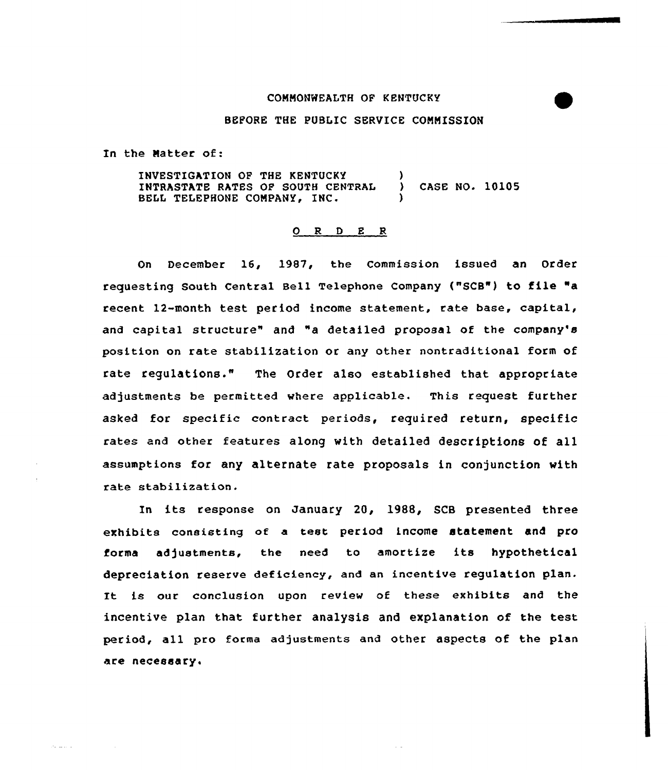COMMONWEALTH OF KENTUCKY

BEFORE THE PUBLIC SERVICE COMMISSION

In the Matter of:

INVESTIGATION OF THE KENTUCKY INTRASTATE RATES OF SOUTH CENTRAL BELL TELEPHONE COMPANY, INC. ) CASE NO. 10105

O R D E R

On December 16, 1987, the Commission issued an Order requesting South Central Bell Telephone Company ("SCB") to file "a recent 12-month test period income statement, rate base, capital, and capital structure" and "a detailed proposal of the company's position on rate stabilization or any other nontraditional form of rate regulations." The Order also established that appropriate adjustments be permitted where applicable. This request further asked for specific contract periods, required return, specific rates and other features along with detailed descriptions of all assumptions for any alternate rate proposals in conjunction with rate stabilization.

In its response on January 20, 1988, SCB presented three exhibits consisting of a test period income statement and pro forma adjustments, the need to amortize its hypothetical depreciation reserve deficiency, and an incentive regulation plan. It is our conclusion upon review of these exhibits and the incentive plan that further analysis and explanation of the test period, all pro forma adjustments and other aspects of the plan are necessary.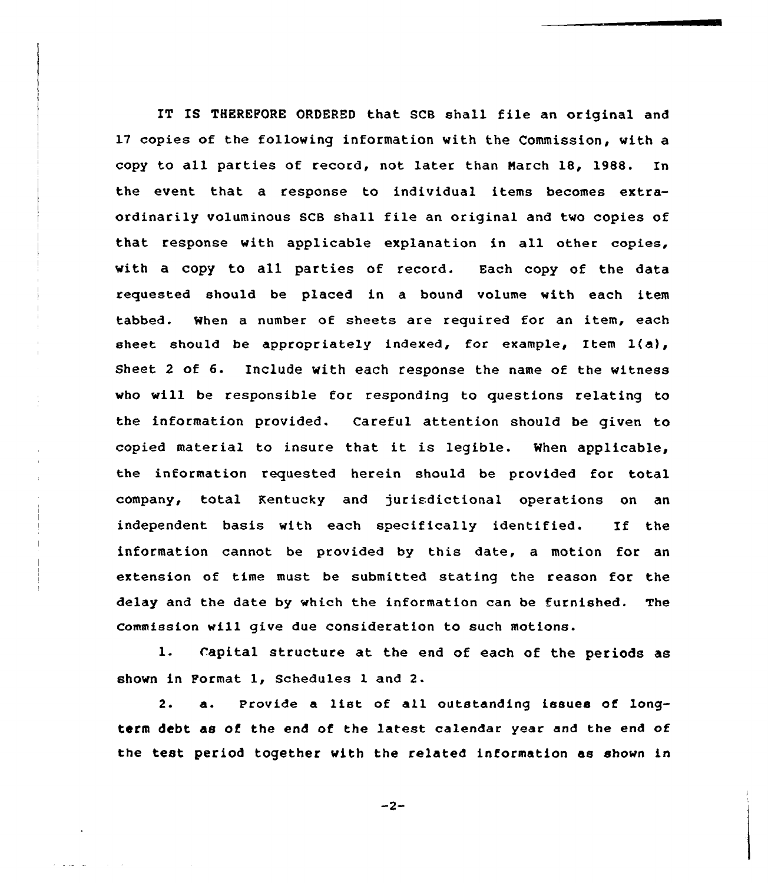IT IS THEREFORE ORDERED that SCB shall file an original and 17 copies of the following information with the Commission, with a copy to all parties of record, not later than March 18, 1988. In the event that a response to individual items becomes extraordinarily voluminous SCB shall file an original and two copies of that response with applicable explanation in all other copies, with a copy to all parties of record. Each copy of the data requested should be placed in a bound volume with each item tabbed. When a number of sheets are required for an item, each sheet should be appropriately indexed, for example, Item 1(a), Sheet 2 of 6. Include with each response the name of the witness who will be responsible for responding to questions relating to the information provided. Careful attention should be given to copied material to insure that it is legible. When applicable, the information requested herein should be provided for total company, total Kentucky and jurisdictional operations on an independent basis with each specifically identified. If the information cannot be provided by this date, a motion for an extension of time must be submitted stating the reason for the delay and the date by which the information can be furnished. The Commission will give due consideration to such motions.

1. Capital structure at the end of each of the periods as shown in Format 1, Schedules 1 and 2.

2. a. Provide a list of all outstanding issues of long-term debt as of the end of the latest calendar year and the end of the test period together with the related information as shown in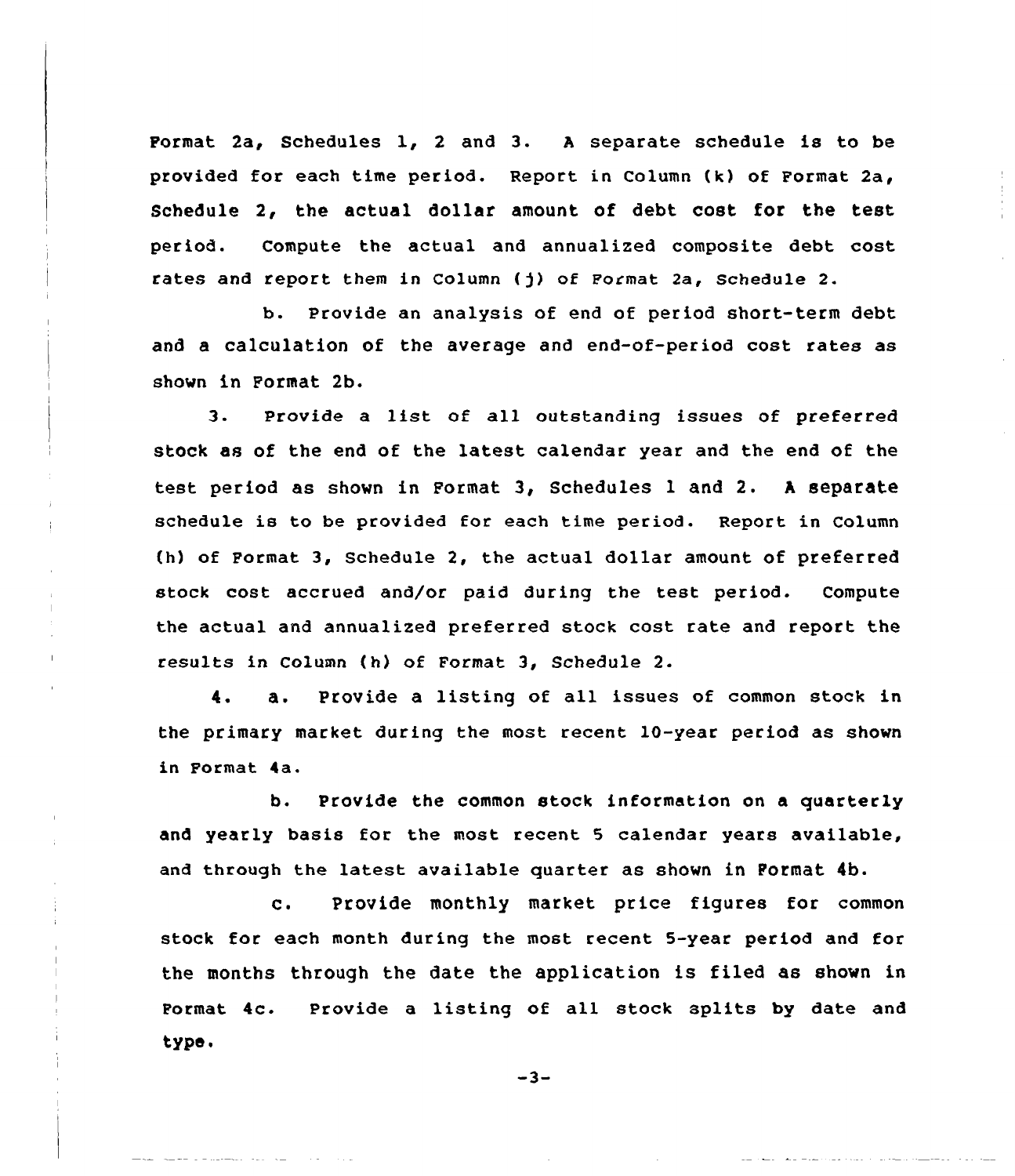Format 2a, Schedules 1, 2 and 3. A separate schedule is to be provided for each time period. Report in Column (k) of Format 2a, Schedule 2, the actual dollar amount of debt cost for the test period. Compute the actual and annualized composite debt cost rates and report them in Column (j) of Format 2a, Schedule 2.

b. Provide an analysis of end of period short-term debt and a calculation of the average and end-of-period cost rates as shown in Format 2b.

3. Provide a list of all outstanding issues of preferred stock as of the end of the latest calendar year and the end of the test period as shown in Format 3, Schedules 1 and 2. A separate schedule is to be provided for each time period. Report in Column (h) of Format 3, Schedule 2, the actual dollar amount of preferred stock cost accrued and/or paid during the test period. Compute the actual and annualized preferred stock cost rate and report the results in Column (h) of Format 3, Schedule 2.

4. a. Provide a listing of all issues of common stock in the primary market during the most recent 10-year period as shown in Format 4a.

b. Provide the common stock information on a quarterly and yearly basis for the most recent 5 calendar years available, and through the latest available quarter as shown in Format 4b.

c. Provide monthly market price figures for common stock for each month during the most recent 5-year period and for the months through the date the application is filed as shown in Format 4c. Provide a listing of all stock splits by date and type.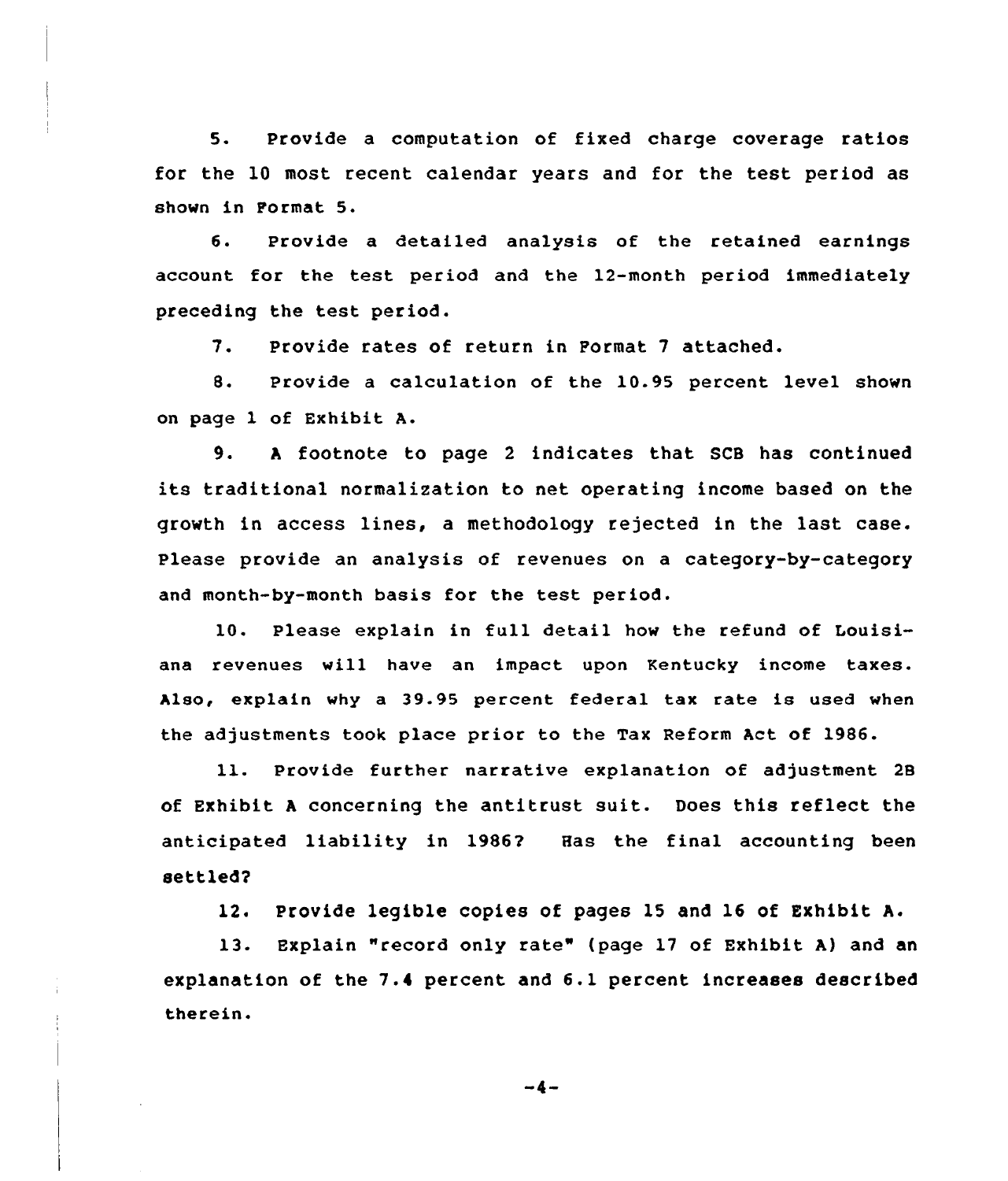5. Provide a computation of fixed charge coverage ratios for the 10 most recent calendar years and for the test period as shown in Format 5.

6. Provide a detailed analysis of the retained earnings account for the test period and the 12-month period immediately preceding the test period.

7. Provide rates of return in Format 7 attached.

8. Provide a calculation of the 10.95 percent level shown on page 1 of Exhibit A.

9. A footnote to page 2 indicates that SCB has continued its traditional normalization to net operating income based on the growth in access lines, a methodology rejected in the last case. Please provide an analysis of revenues on a category-by-category and month-by-month basis for the test period.

10. Please explain in full detail how the refund of Louisiana revenues will have an impact upon Kentucky income taxes. Also, explain why a 39.95 percent federal tax rate is used when the adjustments took place prior to the Tax Reform Act of 1986.

11. Provide further narrative explanation of adjustment 2B of Exhibit A concerning the antitrust suit. Does this reflect the anticipated liability in 1986? Has the final accounting been settled?

12. Provide legible copies of pages 15 and 16 of Exhibit A.

13. Explain "record only rate" (page 17 of Exhibit A) and an explanation of the 7.4 percent and 6.1 percent increases described therein.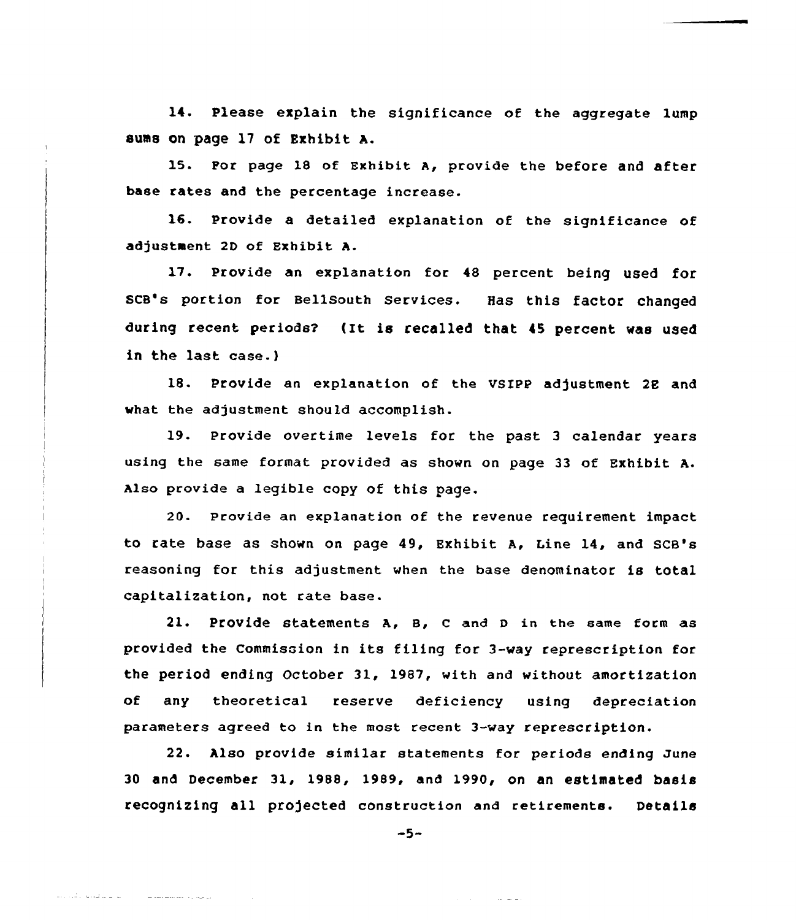14. Please explain the significance of the aggregate lump sums on page 17 of Exhibit A.

15. For page 18 of Exhibit A, provide the before and after base rates and the percentage increase.

16. Provide a detailed explanation of the significance of adjustment 2D of Exhibit A.

17. Provide an explanation for 48 percent being used for SCB's portion for BellSouth Services. Has this factor changed during recent periods? (It is recalled that 45 percent was used in the last case.)

18. Provide an explanation of the VSIPP adjustment 2E and what the adjustment should accomplish.

19. Provide overtime levels for the past 3 calendar years using the same format provided as shown on page 33 of Exhibit A. Also provide a legible copy of this page.

20. Provide an explanation of the revenue requirement impact to rate base as shown on page 49, Exhibit A, Line 14, and SCB's reasoning for this adjustment when the base denominator is total capitalization, not rate base.

21. Provide statements A, B, C and D in the same form as provided the Commission in its filing for 3-way represcription for the period ending October 31, 1987, with and without amortization of any theoretical reserve deficiency using depreciation parameters agreed to in the most recent 3-way represcription.

22. Also provide similar statements for periods ending June 30 and December 31, 1988, 1989, and 1990, on an estimated basis recognizing all projected construction and retirements. Details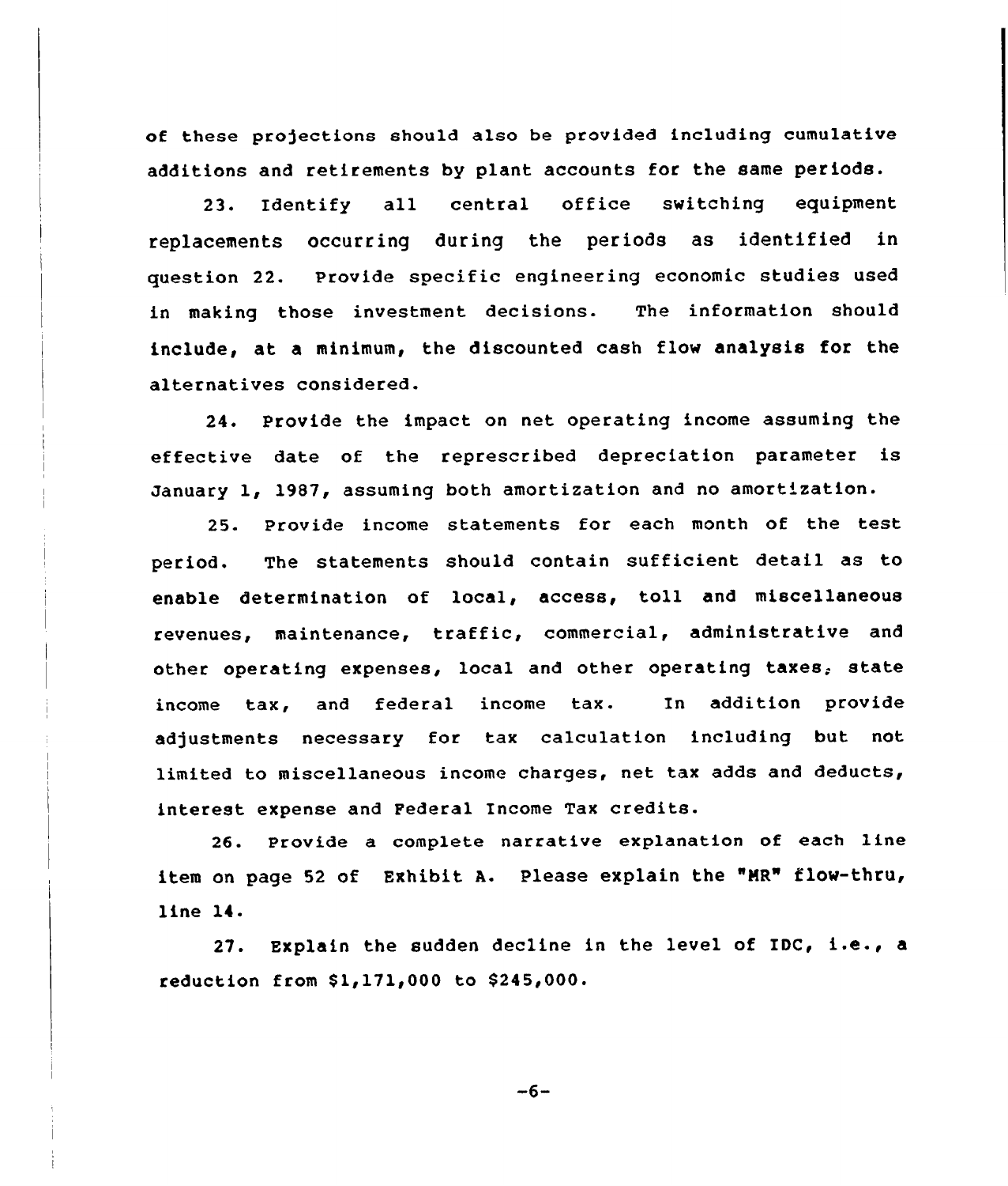of these projections should also be provided including cumulative additions and retirements by plant accounts for the same periods.

23. Identify all central office switching equipment replacements occurring during the periods as identified in question 22. Provide specific engineering economic studies used in making those investment decisions. The information should include, at a minimum, the discounted cash flow analysis for the alternatives considered.

24. Provide the impact on net operating income assuming the effective date of the represcribed depreciation parameter is January 1, 1987, assuming both amortization and no amortization.

25. Provide income statements for each month of the test period. The statements should contain sufficient detail as to enable determination of local, access, toll and miscellaneous revenues, maintenance, traffic, commercial, administrative and other operating expenses, local and other operating taxes, state income tax, and federal income tax. In addition provide adjustments necessary for tax calculation including but not limited to miscellaneous income charges, net tax adds and deducts, interest expense and Federal Income Tax credits.

26. Provide a complete narrative explanation of each line item on page 52 of Exhibit A. Please explain the "MR" flow-thru, line 14.

27. Explain the sudden decline in the level of IDC, i.e., a reduction from $1,171,000 to $245,000.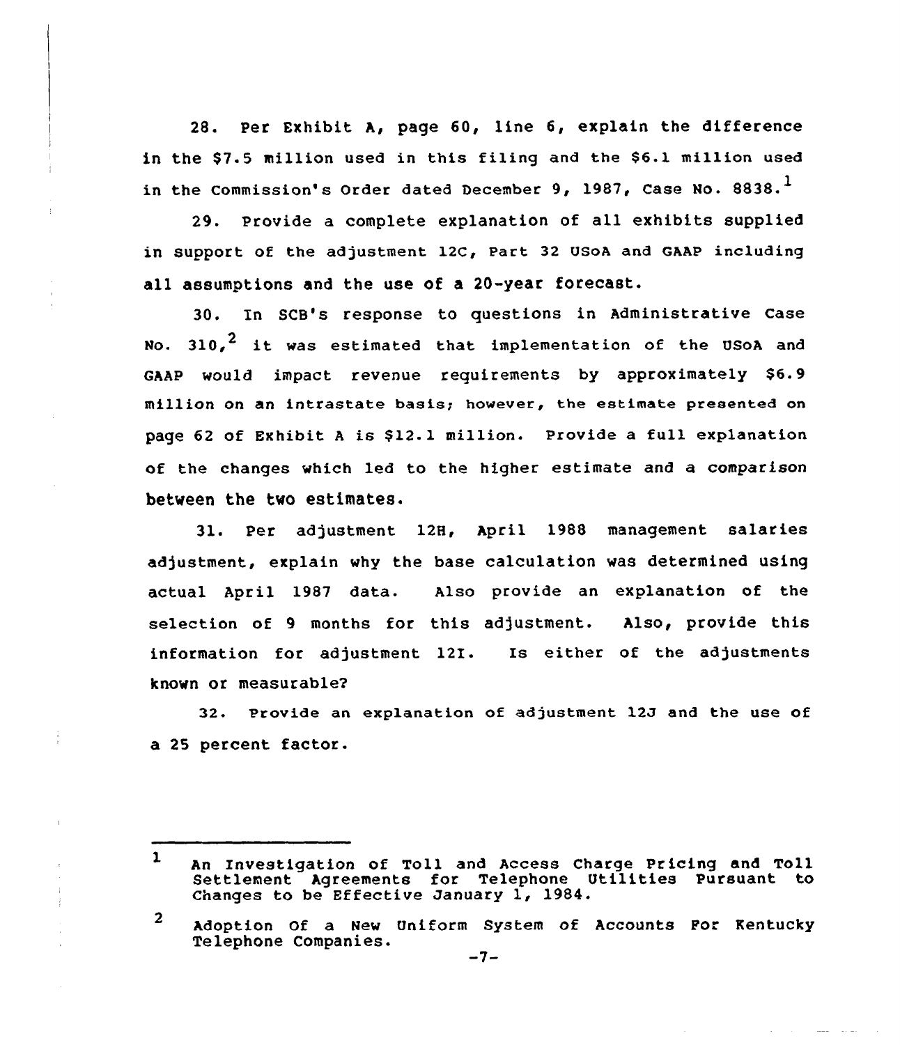28. Per Exhibit A, page 60, line 6, explain the difference in the $7.5 million used in this filing and the $6.1 million used in the Commission's Order dated December 9, 1987, Case No. 8838.[1]

29. Provide a complete explanation of all exhibits supplied in support of the adjustment 12C, Part 32 USoA and GAAP including all assumptions and the use of a 20-year forecast.

30. In SCB's response to questions in Administrative Case No. 310,[2] it was estimated that implementation of the USoA and GAAP would impact revenue requirements by approximately $6.9 million on an intrastate basis; however, the estimate presented on page 62 of Exhibit A is $12.1 million. Provide a full explanation of the changes which led to the higher estimate and a comparison between the two estimates.

31. Per adjustment 12H, April 1988 management salaries adjustment, explain why the base calculation was determined using actual April 1987 data. Also provide an explanation of the selection of 9 months for this adjustment. Also, provide this information for adjustment 12I. Is either of the adjustments known or measurable?

32. Provide an explanation of adjustment 12J and the use of a 25 percent factor.

---

[1] An Investigation of Toll and Access Charge Pricing and Toll Settlement Agreements for Telephone Utilities Pursuant to Changes to be Effective January 1, 1984.

[2] Adoption Of a New Uniform System of Accounts For Kentucky Telephone Companies.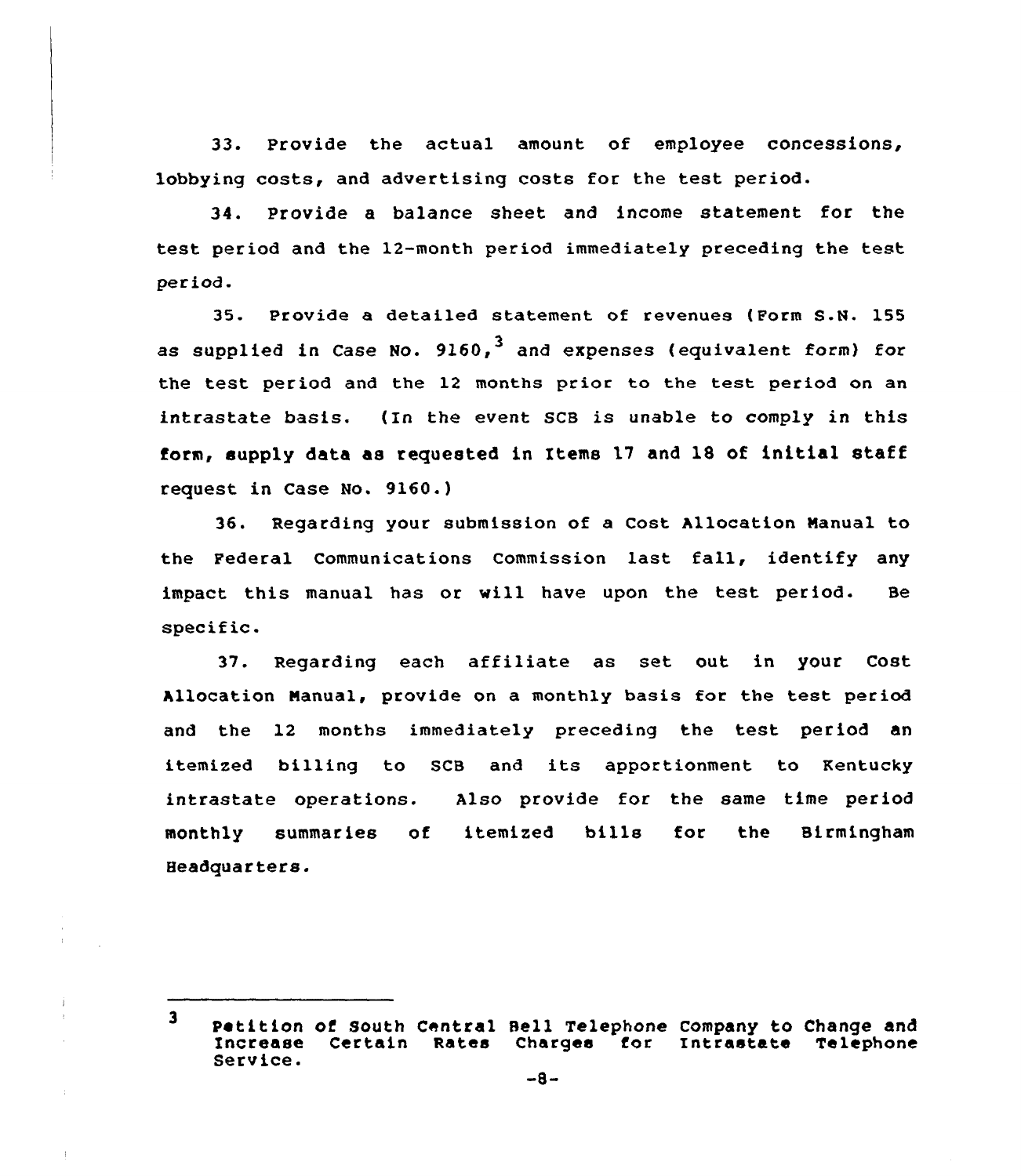33. Provide the actual amount of employee concessions, lobbying costs, and advertising costs for the test period.

34. Provide a balance sheet and income statement for the test period and the 12-month period immediately preceding the test period.

35. Provide a detailed statement of revenues (Form S.N. 155 as supplied in Case No. 9160,[3] and expenses (equivalent form) for the test period and the 12 months prior to the test period on an intrastate basis. (In the event SCB is unable to comply in this form, supply data as requested in Items 17 and 18 of initial staff request in Case No. 9160.)

36. Regarding your submission of a Cost Allocation Manual to the Federal Communications Commission last fall, identify any impact this manual has or will have upon the test period. Be specific.

37. Regarding each affiliate as set out in your Cost Allocation Manual, provide on a monthly basis for the test period and the 12 months immediately preceding the test period an itemized billing to SCB and its apportionment to Kentucky intrastate operations. Also provide for the same time period monthly summaries of itemized bills for the Birmingham Headquarters.

---

[3] Petition of South Central Bell Telephone Company to Change and Increase Certain Rates Charges for Intrastate Telephone Service.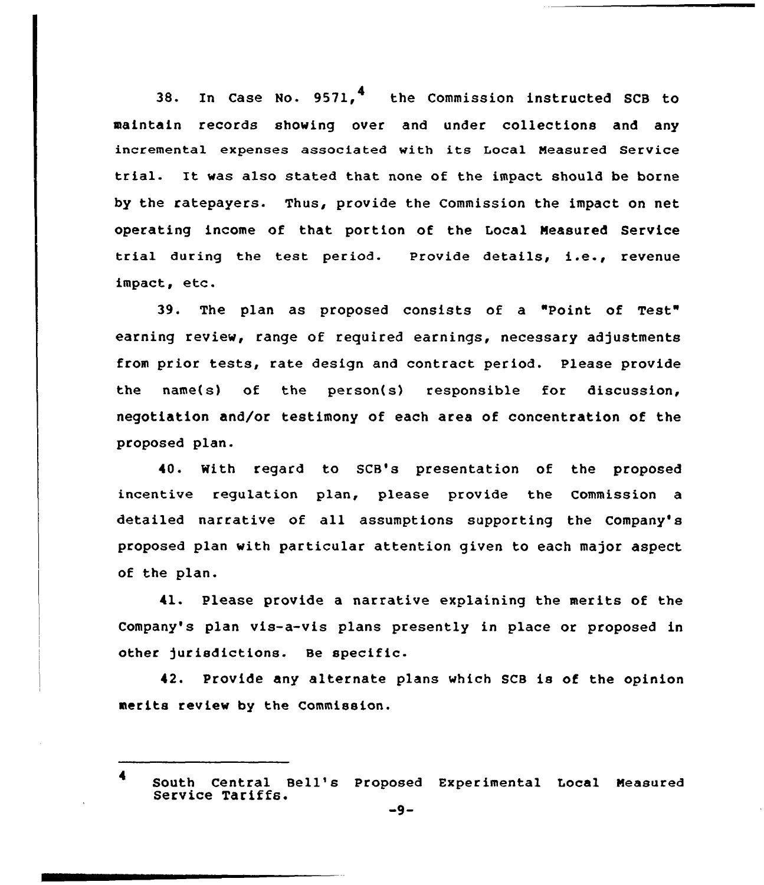38. In Case No. 9571,[4] the Commission instructed SCB to maintain records showing over and under collections and any incremental expenses associated with its Local Measured Service trial. It was also stated that none of the impact should be borne by the ratepayers. Thus, provide the Commission the impact on net operating income of that portion of the Local Measured Service trial during the test period. Provide details, i.e., revenue impact, etc.

39. The plan as proposed consists of a "Point of Test" earning review, range of required earnings, necessary adjustments from prior tests, rate design and contract period. Please provide the name(s) of the person(s) responsible for discussion, negotiation and/or testimony of each area of concentration of the proposed plan.

40. With regard to SCB's presentation of the proposed incentive regulation plan, please provide the Commission a detailed narrative of all assumptions supporting the Company's proposed plan with particular attention given to each major aspect of the plan.

41. Please provide a narrative explaining the merits of the Company's plan vis-a-vis plans presently in place or proposed in other jurisdictions. Be specific.

42. Provide any alternate plans which SCB is of the opinion merits review by the Commission.

---

[4] South Central Bell's Proposed Experimental Local Measured Service Tariffs.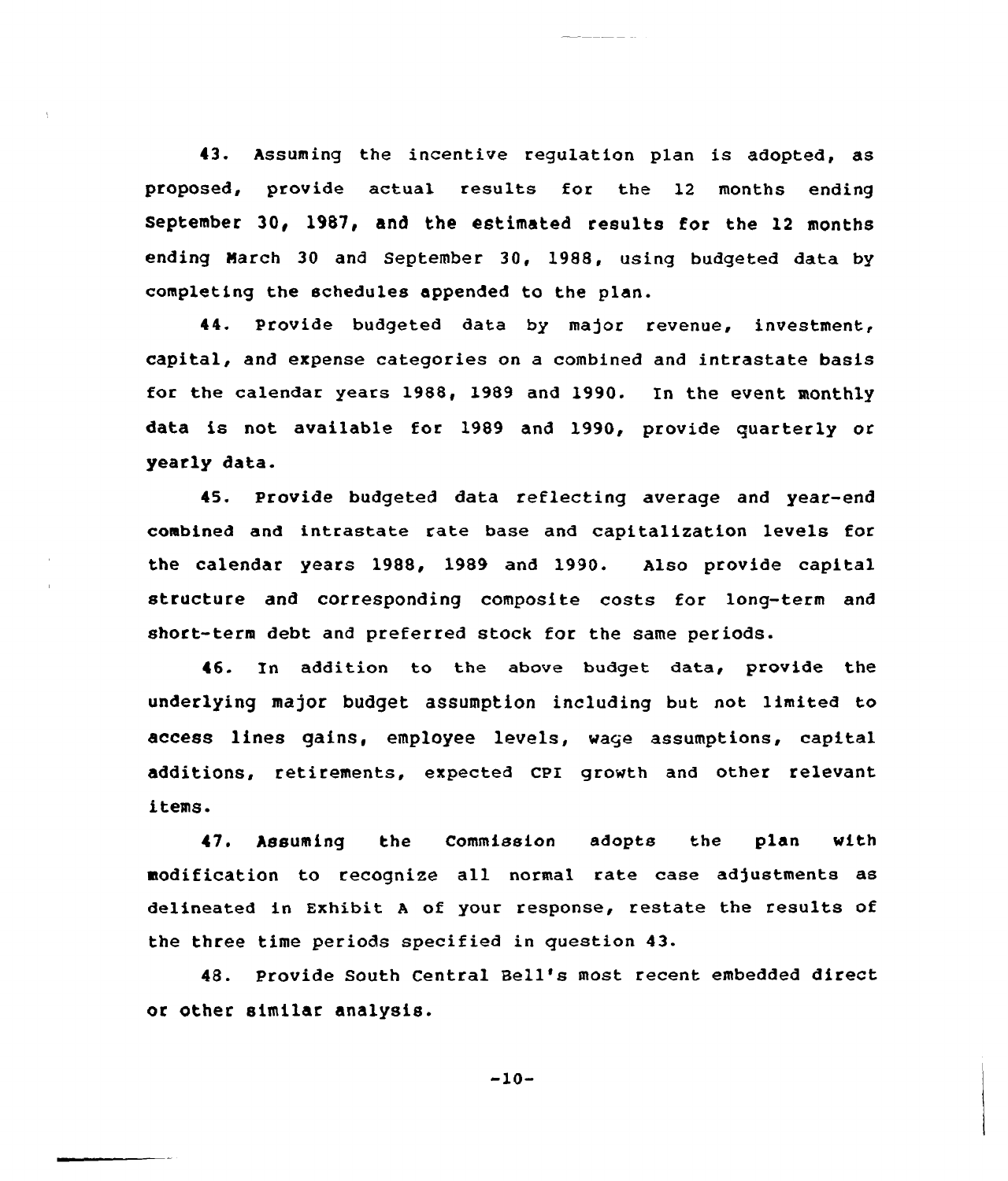43. Assuming the incentive regulation plan is adopted, as proposed, provide actual results for the 12 months ending September 30, 1987, and the estimated results for the 12 months ending March 30 and September 30, 1988, using budgeted data by completing the schedules appended to the plan.

44. Provide budgeted data by major revenue, investment, capital, and expense categories on a combined and intrastate basis for the calendar years 1988, 1989 and 1990. In the event monthly data is not available for 1989 and 1990, provide quarterly or yearly data.

45. Provide budgeted data reflecting average and year-end combined and intrastate rate base and capitalization levels for the calendar years 1988, 1989 and 1990. Also provide capital structure and corresponding composite costs for long-term and short-term debt and preferred stock for the same periods.

46. In addition to the above budget data, provide the underlying major budget assumption including but not limited to access lines gains, employee levels, wage assumptions, capital additions, retirements, expected CPI growth and other relevant items.

47. Assuming the Commission adopts the plan with modification to recognize all normal rate case adjustments as delineated in Exhibit A of your response, restate the results of the three time periods specified in question 43.

48. Provide South Central Bell's most recent embedded direct or other similar analysis.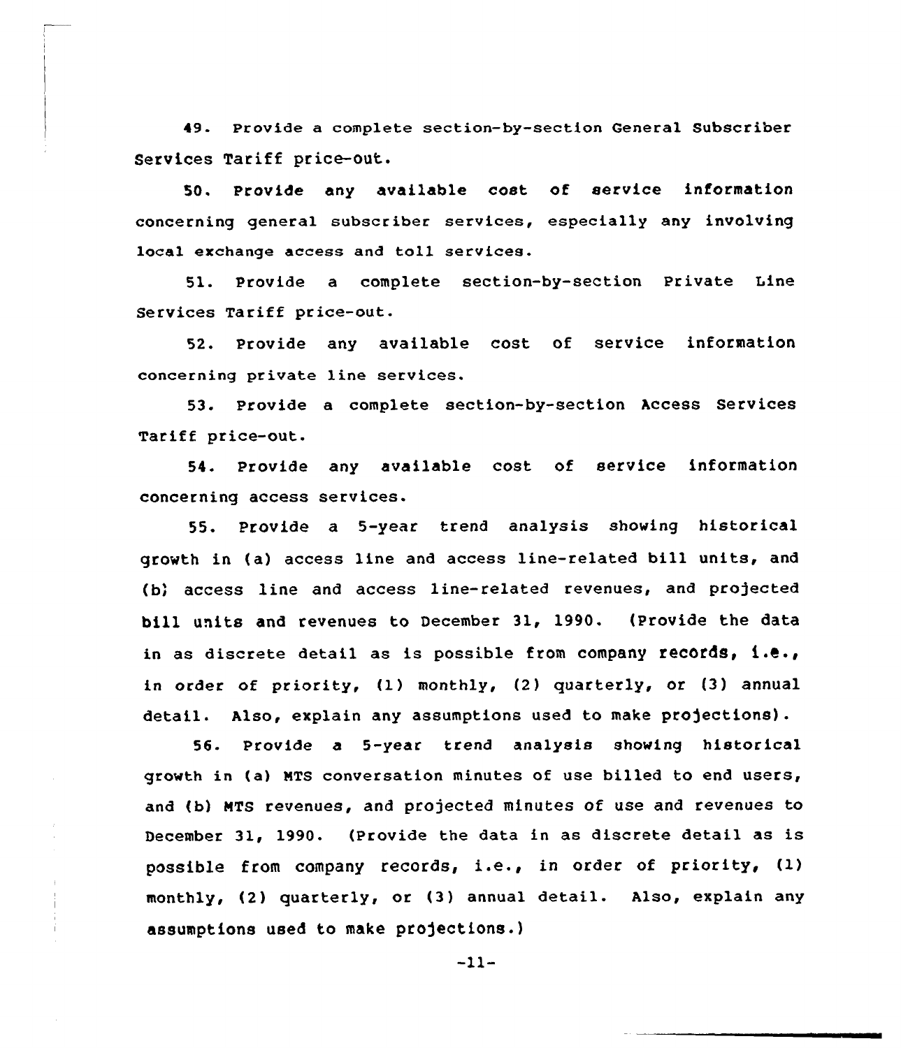49. Provide a complete section-by-section General Subscriber Services Tariff price-out.

50. Provide any available cost of service information concerning general subscriber services, especially any involving local exchange access and toll services.

51. Provide a complete section-by-section Private Line Services Tariff price-out.

52. Provide any available cost of service information concerning private line services.

53. Provide a complete section-by-section Access Services Tariff price-out.

54. Provide any available cost of service information concerning access services.

55. Provide a 5-year trend analysis showing historical growth in (a) access line and access line-related bill units, and (b) access line and access line-related revenues, and projected bill units and revenues to December 31, 1990. (Provide the data in as discrete detail as is possible from company records, i.e., in order of priority, (1) monthly, (2) quarterly, or (3) annual detail. Also, explain any assumptions used to make projections).

56. Provide a 5-year trend analysis showing historical growth in (a) MTS conversation minutes of use billed to end users, and (b) MTS revenues, and projected minutes of use and revenues to December 31, 1990. (Provide the data in as discrete detail as is possible from company records, i.e., in order of priority, (1) monthly, (2) quarterly, or (3) annual detail. Also, explain any assumptions used to make projections.)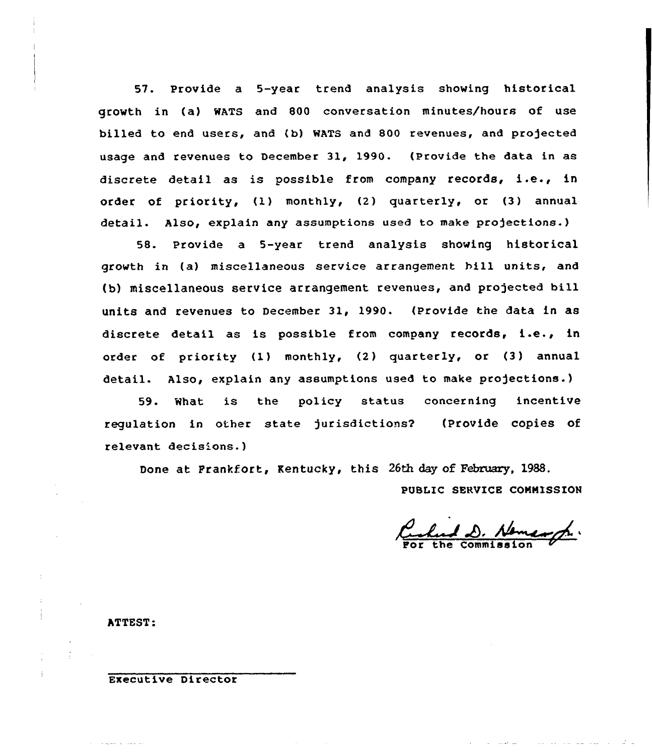57. Provide a 5-year trend analysis showing historical growth in (a) WATS and 800 conversation minutes/hours of use billed to end users, and (b) WATS and 800 revenues, and projected usage and revenues to December 31, 1990. (Provide the data in as discrete detail as is possible from company records, i.e., in order of priority, (1) monthly, (2) quarterly, or (3) annual detail. Also, explain any assumptions used to make projections.)

58. Provide a 5-year trend analysis showing historical growth in (a) miscellaneous service arrangement bill units, and (b) miscellaneous service arrangement revenues, and projected bill units and revenues to December 31, 1990. (Provide the data in as discrete detail as is possible from company records, i.e., in order of priority (1) monthly, (2) quarterly, or (3) annual detail. Also, explain any assumptions used to make projections.)

59. What is the policy status concerning incentive regulation in other state jurisdictions? (Provide copies of relevant decisions.)

Done at Frankfort, Kentucky, this 26th day of February, 1988.

PUBLIC SERVICE COMMISSION

For the Commission

ATTEST:

Executive Director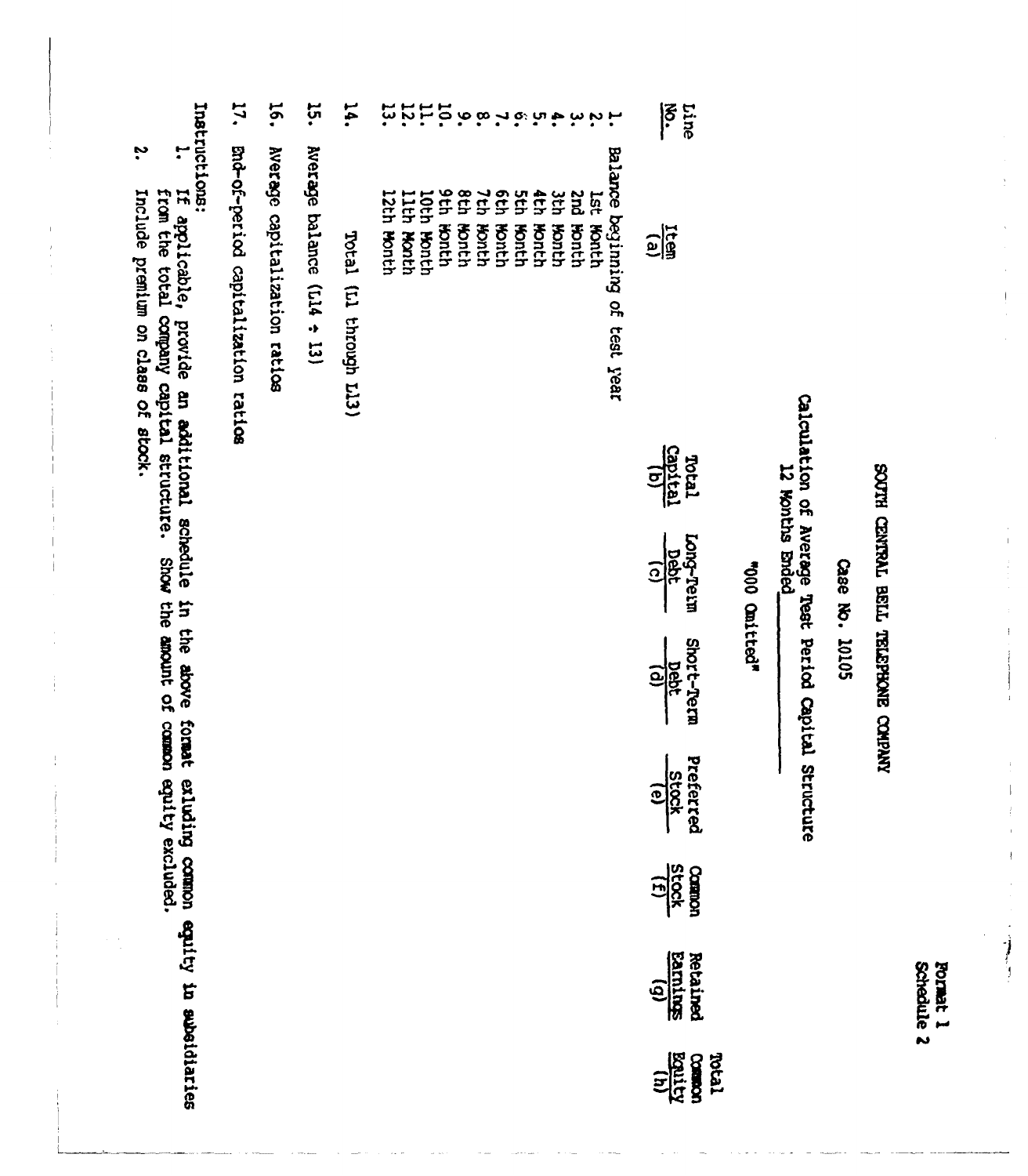Format 1
Schedule 2

# SOUTH CENTRAL BELL TELEPHONE COMPANY

Case No. 10105

Calculation of Average Test Period Capital Structure
12 Months Ended ___________

"000 Omitted"

| Line No. | Item (a) | Total Capital (b) | Long-Term Debt (c) | Short-Term Debt (d) | Preferred Stock (e) | Common Stock (f) | Retained Earnings (g) | Total Common Equity (h) |
|---|---|---|---|---|---|---|---|---|
| 1. | Balance beginning of test year | | | | | | | |
| 2. | 1st Month | | | | | | | |
| 3. | 2nd Month | | | | | | | |
| 4. | 3th Month | | | | | | | |
| 5. | 4th Month | | | | | | | |
| 6. | 5th Month | | | | | | | |
| 7. | 6th Month | | | | | | | |
| 8. | 7th Month | | | | | | | |
| 9. | 8th Month | | | | | | | |
| 10. | 9th Month | | | | | | | |
| 11. | 10th Month | | | | | | | |
| 12. | 11th Month | | | | | | | |
| 13. | 12th Month | | | | | | | |
| 14. | Total (L1 through L13) | | | | | | | |
| 15. | Average balance (L14 ÷ 13) | | | | | | | |
| 16. | Average capitalization ratios | | | | | | | |
| 17. | End-of-period capitalization ratios | | | | | | | |

Instructions:

1. If applicable, provide an additional schedule in the above format exluding common equity in subsidiaries from the total company capital structure. Show the amount of common equity excluded.
2. Include premium on class of stock.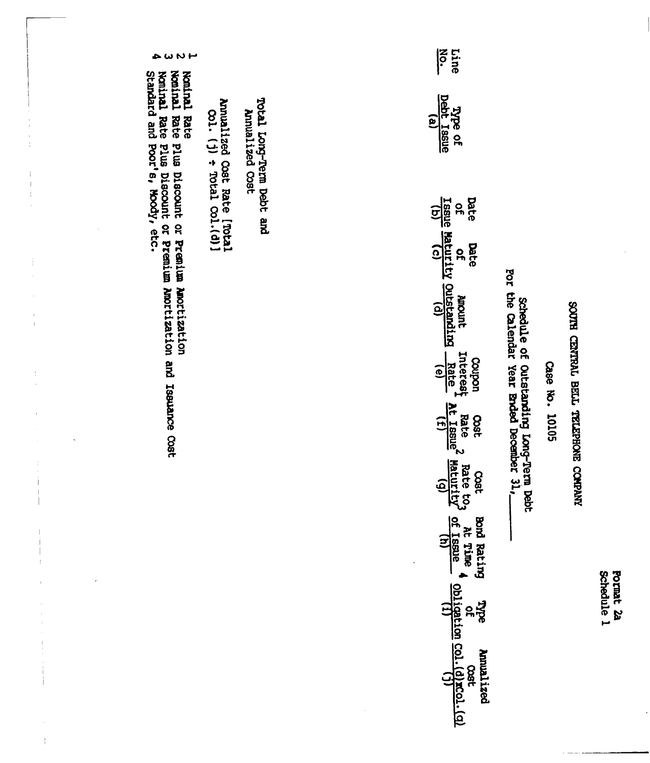Format 2a
Schedule 1

# SOUTH CENTRAL BELL TELEPHONE COMPANY

## Case No. 10105

### Schedule of Outstanding Long-Term Debt
### For the Calendar Year Ended December 31,______

| Line No. | Type of Debt Issue (a) | Date of Issue (b) | Date of Maturity (c) | Amount Outstanding (d) | Coupon Interest Rate[1] (e) | Cost Rate At Issue[2] (f) | Cost Rate to Maturity[3] (g) | Bond Rating At Time of Issue[4] (h) | Type of Obligation (i) | Annualized Cost Col.(d)xCol.(g) (j) |
|---|---|---|---|---|---|---|---|---|---|---|
| | Total Long-Term Debt and Annualized Cost | | | | | | | | | |
| | Annualized Cost Rate [Total Col. (j) ÷ Total Col.(d)] | | | | | | | | | |

1 Nominal Rate
2 Nominal Rate Plus Discount or Premium Amortization
3 Nominal Rate Plus Discount or Premium Amortization and Issuance Cost
4 Standard and Poor's, Moody, etc.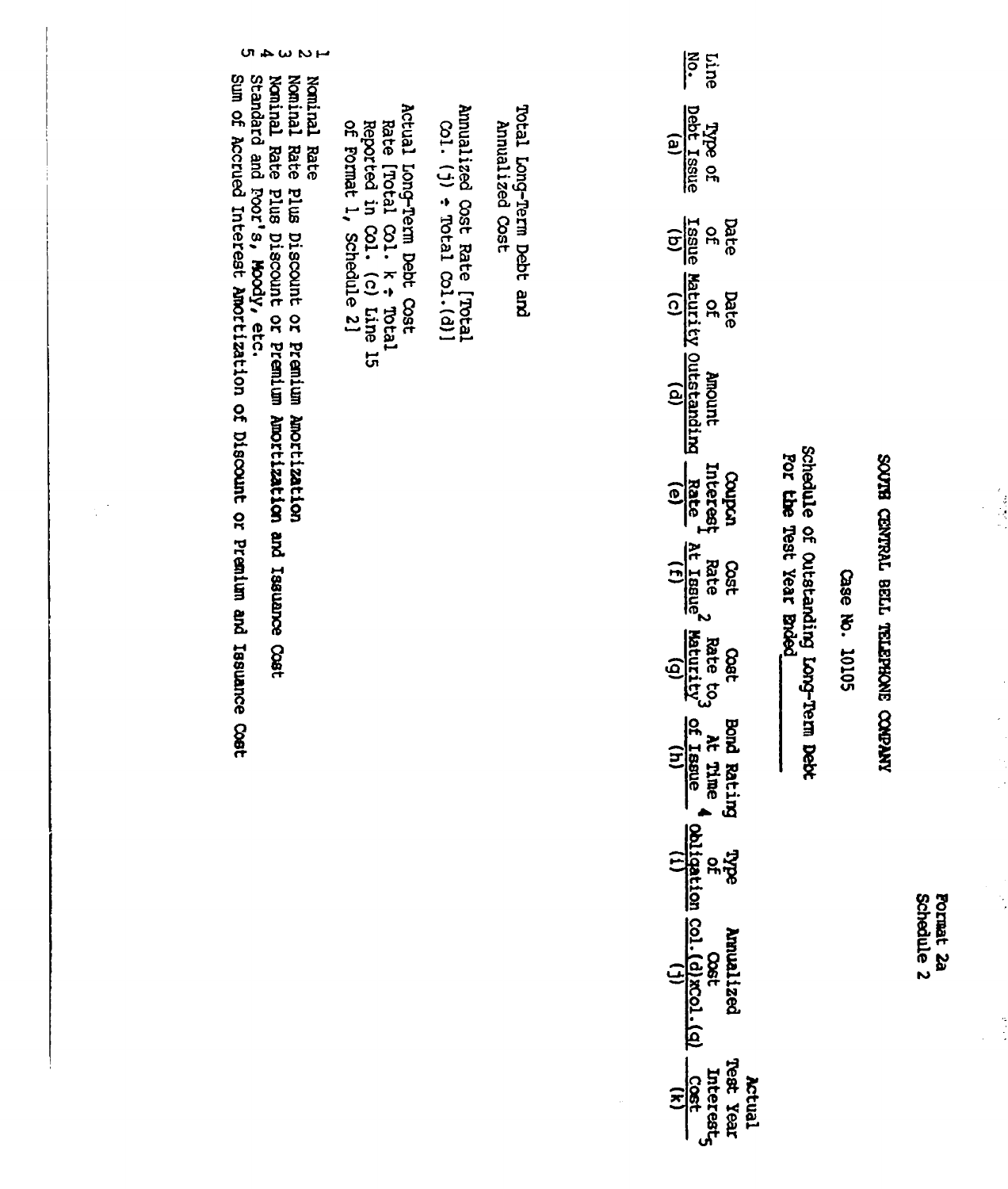Format 2a
Schedule 2

# SOUTH CENTRAL BELL TELEPHONE COMPANY

Case No. 10105

Schedule of Outstanding Long-Term Debt
For the Test Year Ended\_\_\_\_\_\_\_\_\_\_

| Line No. | Type of Debt Issue (a) | Date of Issue (b) | Date of Maturity (c) | Amount Outstanding (d) | Coupon Interest Rate[1] (e) | Cost Rate At Issue[2] (f) | Cost Rate to Maturity[3] (g) | Bond Rating At Time of Issue[4] (h) | Type of Obligation (i) | Annualized Cost Col.(d)xCol.(g) (j) | Actual Test Year Interest Cost[5] (k) |
|---|---|---|---|---|---|---|---|---|---|---|---|
| | Total Long-Term Debt and Annualized Cost | | | | | | | | | | |
| | Annualized Cost Rate [Total Col. (j) ÷ Total Col.(d)] | | | | | | | | | | |
| | Actual Long-Term Debt Cost Rate [Total Col. k ÷ Total Reported in Col. (c) Line 15 of Format 1, Schedule 2] | | | | | | | | | | |

1 Nominal Rate
2 Nominal Rate Plus Discount or Premium Amortization
3 Nominal Rate Plus Discount or Premium Amortization and Issuance Cost
4 Standard and Poor's, Moody, etc.
5 Sum of Accrued Interest Amortization of Discount or Premium and Issuance Cost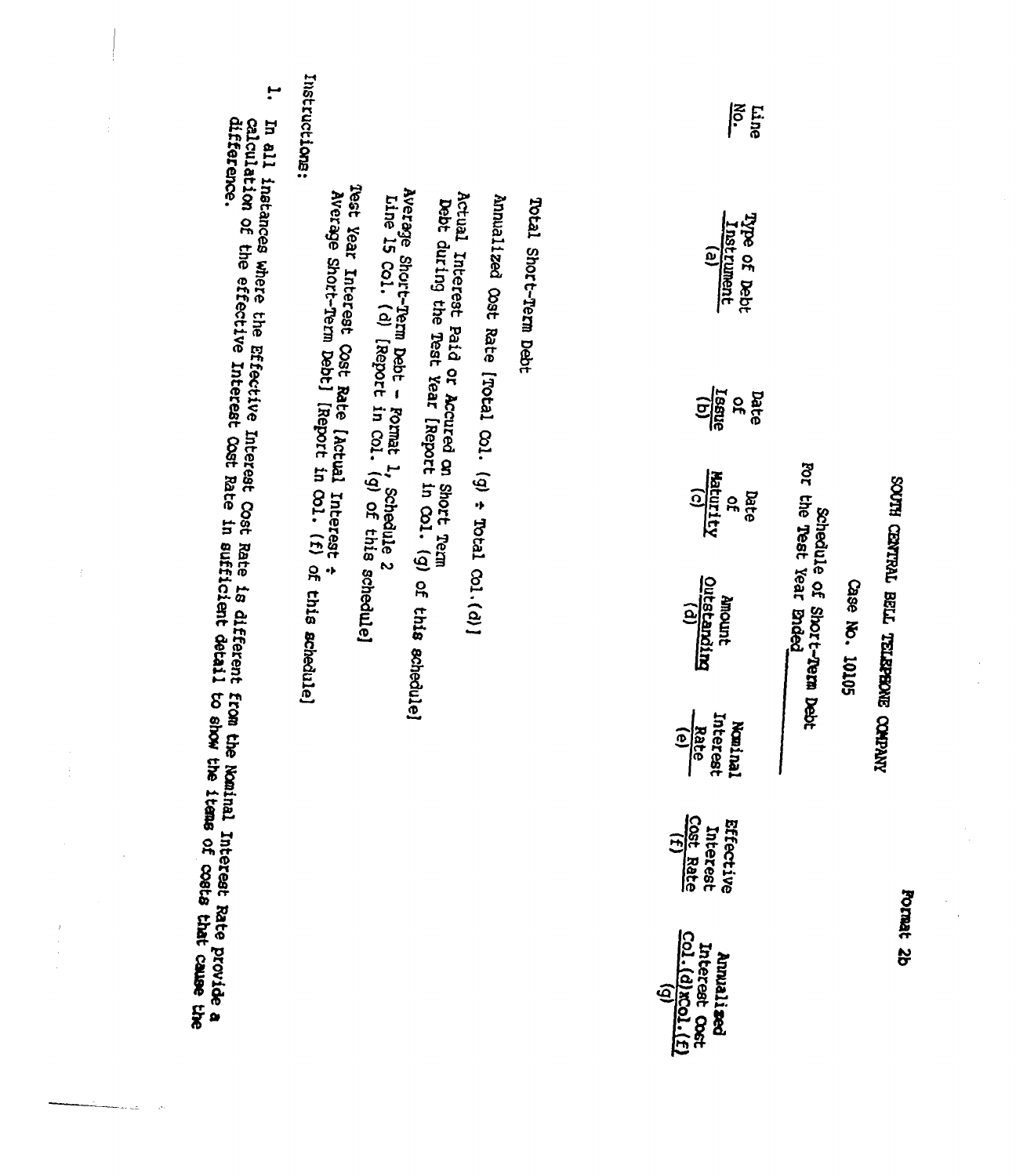Format 2b

# SOUTH CENTRAL BELL TELEPHONE COMPANY

## Case No. 10105

### Schedule of Short-Term Debt

### For the Test Year Ended\_\_\_\_\_\_\_\_\_\_\_\_

| Line No. | Type of Debt Instrument (a) | Date of Issue (b) | Date of Maturity (c) | Amount Outstanding (d) | Nominal Interest Rate (e) | Effective Interest Cost Rate (f) | Annualized Interest Cost Col.(d)xCol.(f) (g) |
|---|---|---|---|---|---|---|---|
| | Total Short-Term Debt | | | | | | |
| | Annualized Cost Rate [Total Col. (g) ÷ Total Col.(d)] | | | | | | |
| | Actual Interest Paid or Accured on Short Term Debt during the Test Year [Report in Col. (g) of this schedule] | | | | | | |
| | Average Short-Term Debt - Format 1, Schedule 2 Line 15 Col. (d) [Report in Col. (g) of this schedule] | | | | | | |
| | Test Year Interest Cost Rate [Actual Interest ÷ Average Short-Term Debt] [Report in Col. (f) of this schedule] | | | | | | |

Instructions:

1. In all instances where the Effective Interest Cost Rate is different from the Nominal Interest Rate provide a calculation of the effective Interest Cost Rate in sufficient detail to show the items of costs that cause the difference.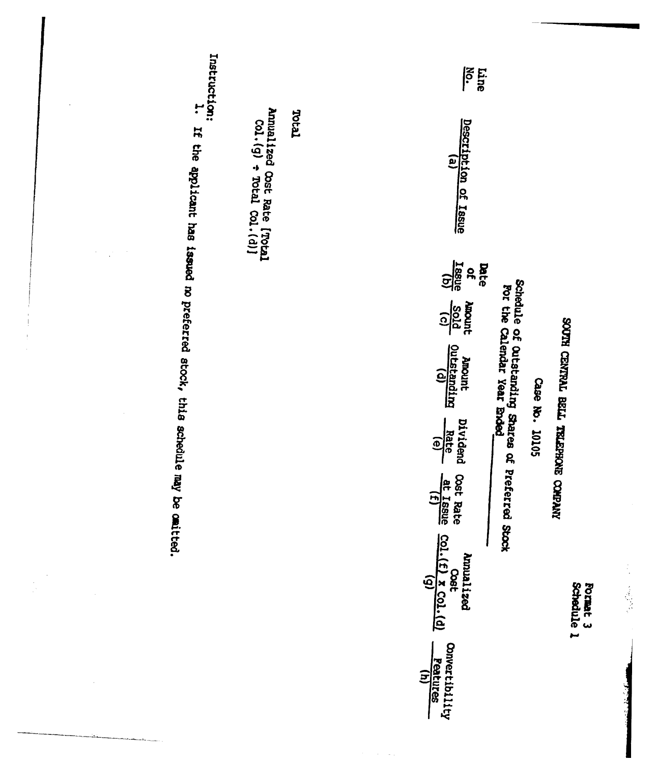Format 3
Schedule 1

# SOUTH CENTRAL BELL TELEPHONE COMPANY

Case No. 10105

Schedule of Outstanding Shares of Preferred Stock
For the Calendar Year Ended ____________

| Line No. | Description of Issue (a) | Date of Issue (b) | Amount Sold (c) | Amount Outstanding (d) | Dividend Rate (e) | Cost Rate at Issue (f) | Annualized Cost Col.(f) x Col.(d) (g) | Convertibility Features (h) |
|---|---|---|---|---|---|---|---|---|
| | Total | | | | | | | |
| | Annualized Cost Rate [Total Col.(g) ÷ Total Col.(d)] | | | | | | | |

Instruction:

1. If the applicant has issued no preferred stock, this schedule may be omitted.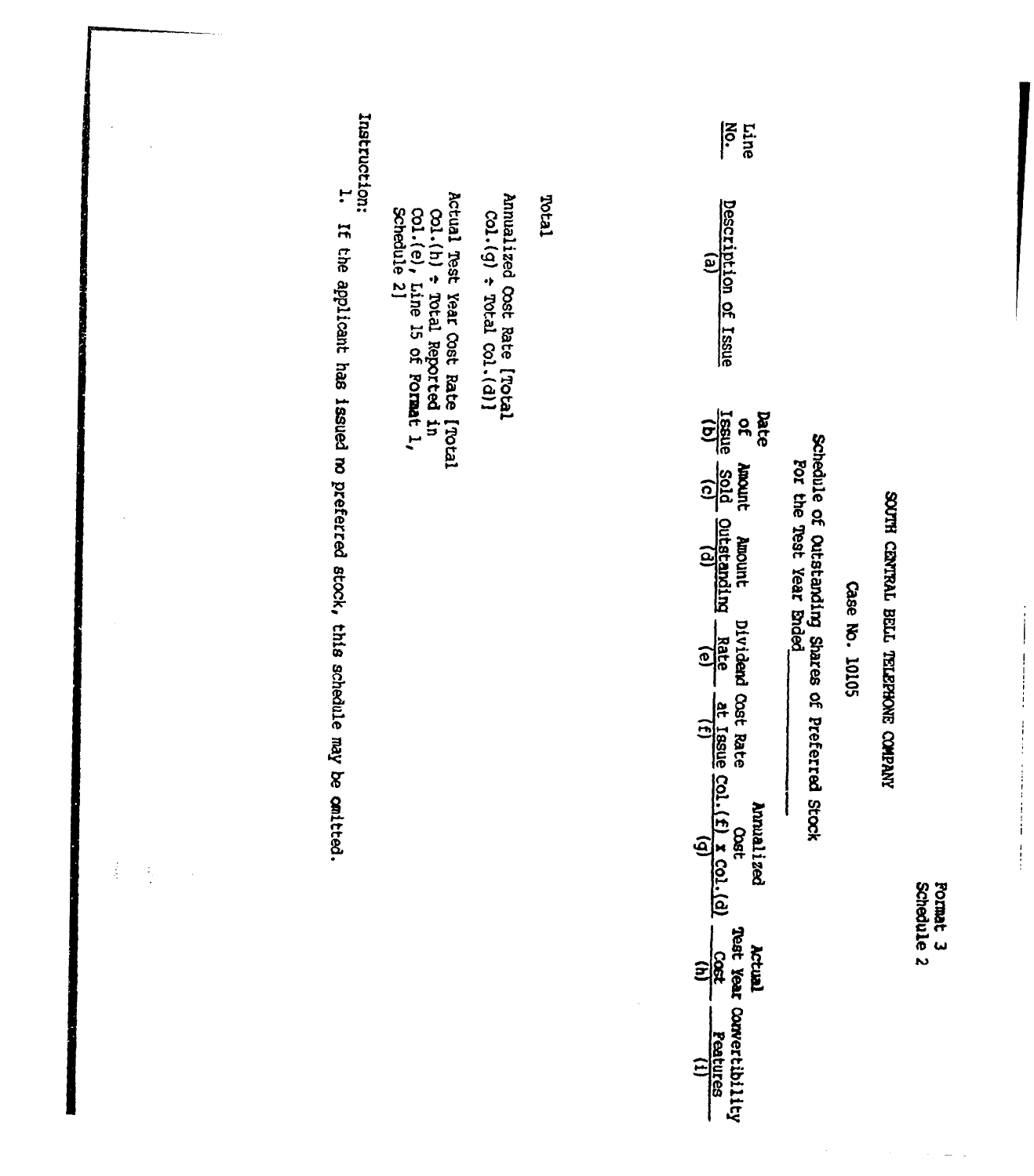Format 3
Schedule 2

# SOUTH CENTRAL BELL TELEPHONE COMPANY

## Case No. 10105

### Schedule of Outstanding Shares of Preferred Stock
### For the Test Year Ended ____________

| Line No. | Description of Issue (a) | Date of Issue (b) | Amount Sold (c) | Amount Outstanding (d) | Dividend Rate (e) | Cost Rate at Issue (f) | Annualized Cost Col.(f) x Col.(d) (g) | Actual Test Year Cost (h) | Convertibility Features (i) |
|---|---|---|---|---|---|---|---|---|---|
| | Total | | | | | | | | |
| | Annualized Cost Rate [Total Col.(g) ÷ Total Col.(d)] | | | | | | | | |
| | Actual Test Year Cost Rate [Total Col.(h) ÷ Total Reported in Col.(e), Line 15 of Format 1, Schedule 2] | | | | | | | | |

Instruction:

1. If the applicant has issued no preferred stock, this schedule may be omitted.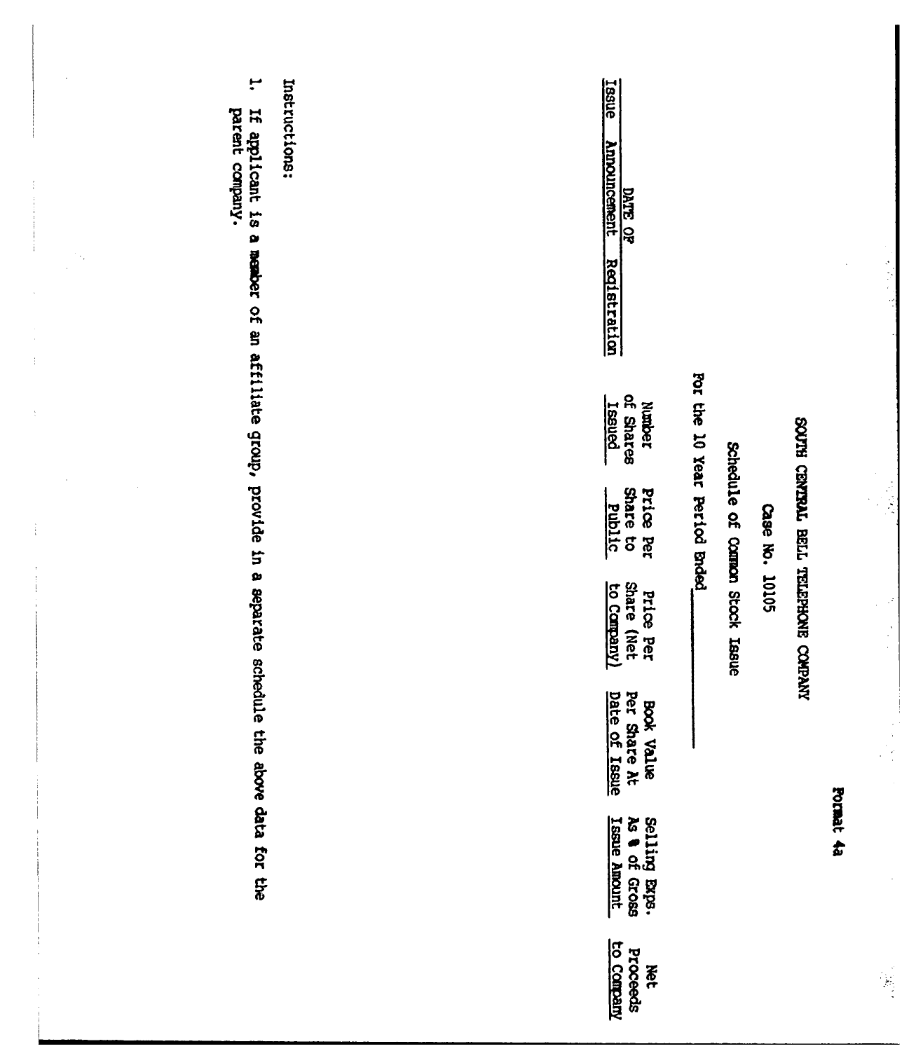Format 4a

SOUTH CENTRAL BELL TELEPHONE COMPANY

Case No. 10105

Schedule of Common Stock Issue

For the 10 Year Period Ended\_\_\_\_\_\_\_\_\_\_

| DATE OF | | Number of Shares Issued | Price Per Share to Public | Price Per Share (Net to Company) | Book Value Per Share At Date of Issue | Selling Exps. As % of Gross Issue Amount | Net Proceeds to Company |
|---|---|---|---|---|---|---|---|
| Issue | Announcement | Registration | | | | | | |

Instructions:

1. If applicant is a member of an affiliate group, provide in a separate schedule the above data for the parent company.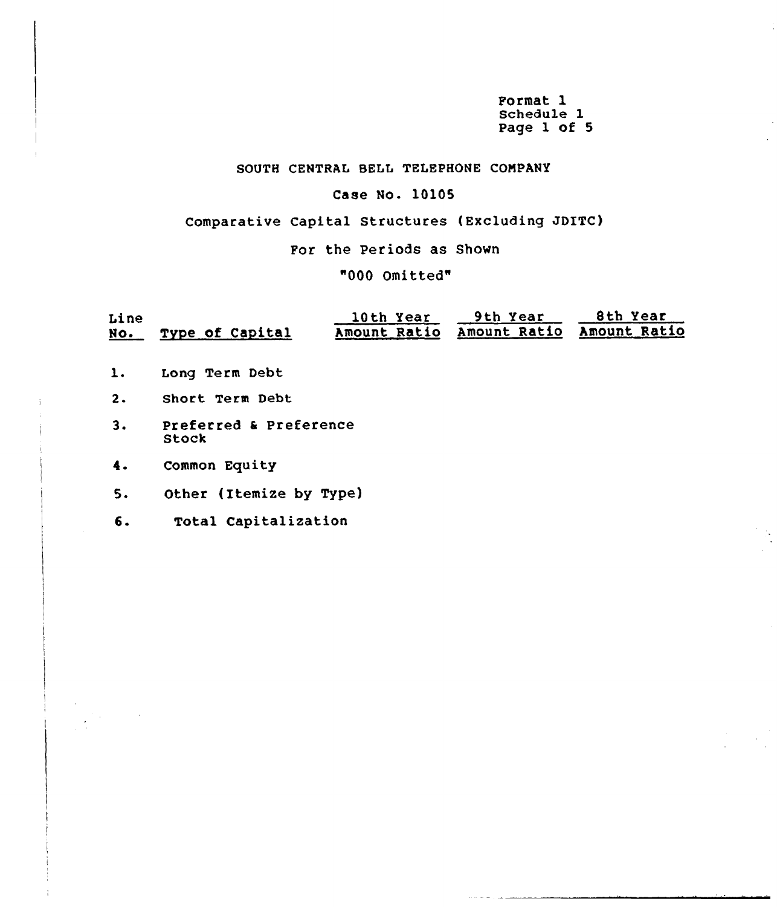Format 1
Schedule 1
Page 1 of 5

SOUTH CENTRAL BELL TELEPHONE COMPANY

Case No. 10105

Comparative Capital Structures (Excluding JDITC)

For the Periods as Shown

"000 Omitted"

| Line No. | Type of Capital | 10th Year | | 9th Year | | 8th Year | |
|---|---|---|---|---|---|---|---|
| | | Amount | Ratio | Amount | Ratio | Amount | Ratio |
| 1. | Long Term Debt | | | | | | |
| 2. | Short Term Debt | | | | | | |
| 3. | Preferred & Preference Stock | | | | | | |
| 4. | Common Equity | | | | | | |
| 5. | Other (Itemize by Type) | | | | | | |
| 6. | Total Capitalization | | | | | | |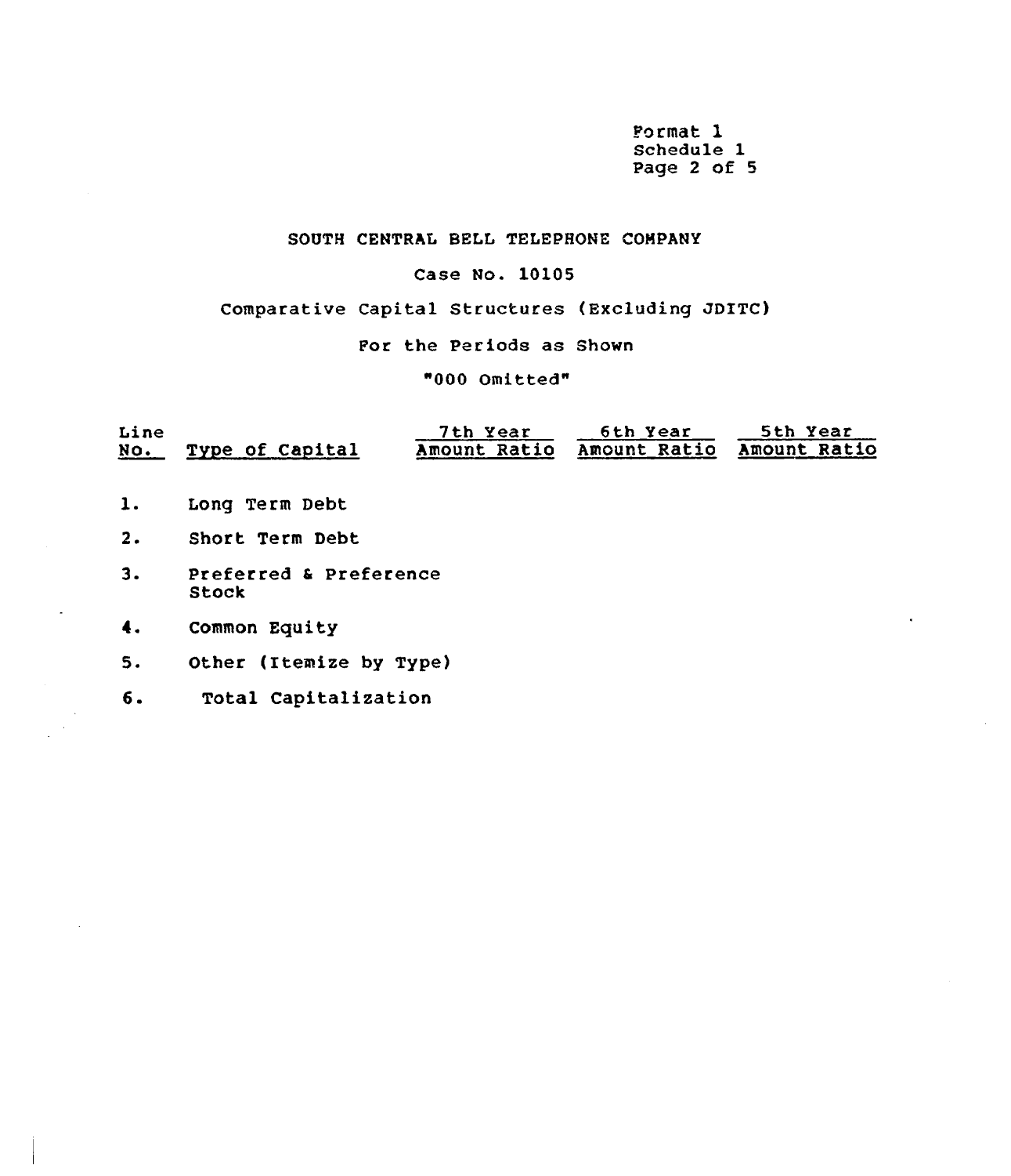Format 1
Schedule 1
Page 2 of 5

SOUTH CENTRAL BELL TELEPHONE COMPANY

Case No. 10105

Comparative Capital Structures (Excluding JDITC)

For the Periods as Shown

"000 Omitted"

| Line No. | Type of Capital | 7th Year | | 6th Year | | 5th Year | |
|---|---|---|---|---|---|---|---|
| | | Amount | Ratio | Amount | Ratio | Amount | Ratio |
| 1. | Long Term Debt | | | | | | |
| 2. | Short Term Debt | | | | | | |
| 3. | Preferred & Preference Stock | | | | | | |
| 4. | Common Equity | | | | | | |
| 5. | Other (Itemize by Type) | | | | | | |
| 6. | Total Capitalization | | | | | | |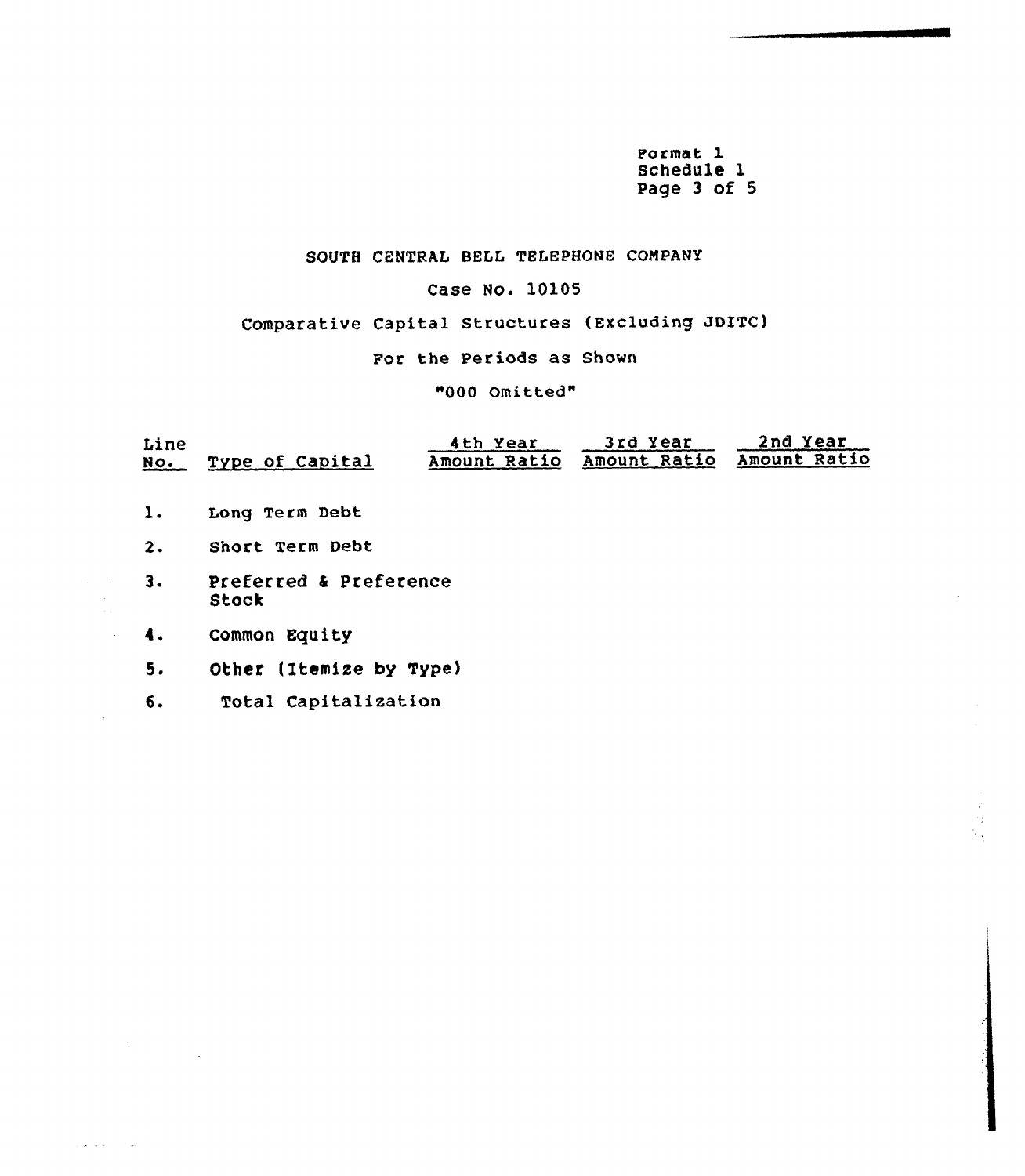Format 1
Schedule 1
Page 3 of 5

SOUTH CENTRAL BELL TELEPHONE COMPANY

Case No. 10105

Comparative Capital Structures (Excluding JDITC)

For the Periods as Shown

"000 Omitted"

| Line No. | Type of Capital | 4th Year Amount | 4th Year Ratio | 3rd Year Amount | 3rd Year Ratio | 2nd Year Amount | 2nd Year Ratio |
|---|---|---|---|---|---|---|---|
| 1. | Long Term Debt | | | | | | |
| 2. | Short Term Debt | | | | | | |
| 3. | Preferred & Preference Stock | | | | | | |
| 4. | Common Equity | | | | | | |
| 5. | Other (Itemize by Type) | | | | | | |
| 6. | Total Capitalization | | | | | | |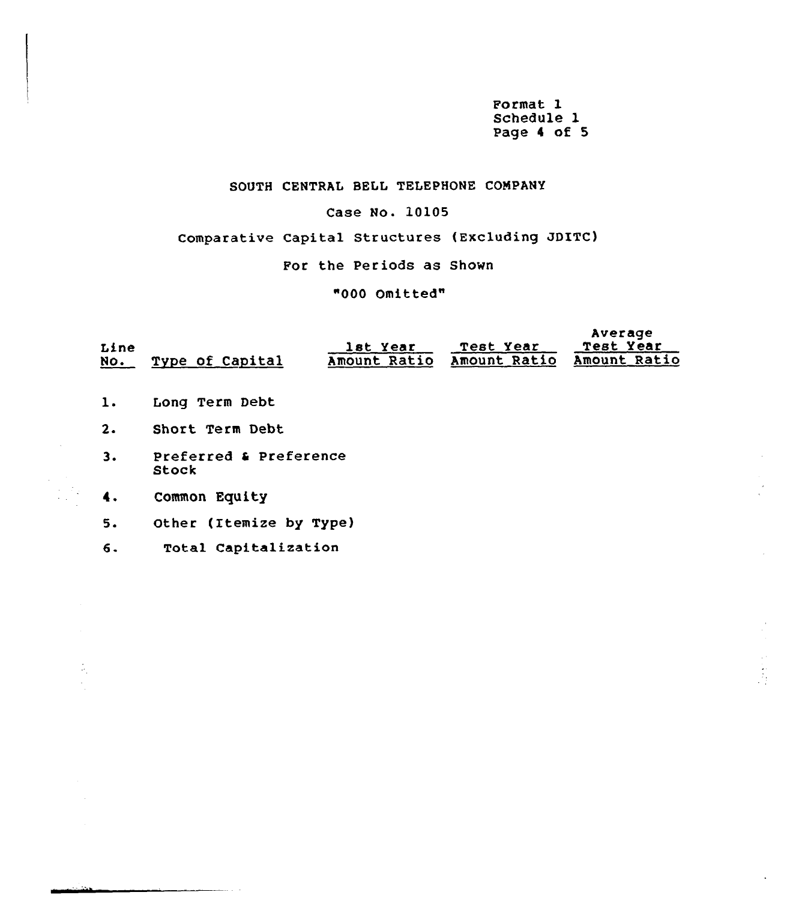Format 1
Schedule 1
Page 4 of 5

SOUTH CENTRAL BELL TELEPHONE COMPANY

Case No. 10105

Comparative Capital Structures (Excluding JDITC)

For the Periods as Shown

"000 Omitted"

| Line No. | Type of Capital | 1st Year Amount | 1st Year Ratio | Test Year Amount | Test Year Ratio | Average Test Year Amount | Average Test Year Ratio |
|---|---|---|---|---|---|---|---|
| 1. | Long Term Debt | | | | | | |
| 2. | Short Term Debt | | | | | | |
| 3. | Preferred & Preference Stock | | | | | | |
| 4. | Common Equity | | | | | | |
| 5. | Other (Itemize by Type) | | | | | | |
| 6. | Total Capitalization | | | | | | |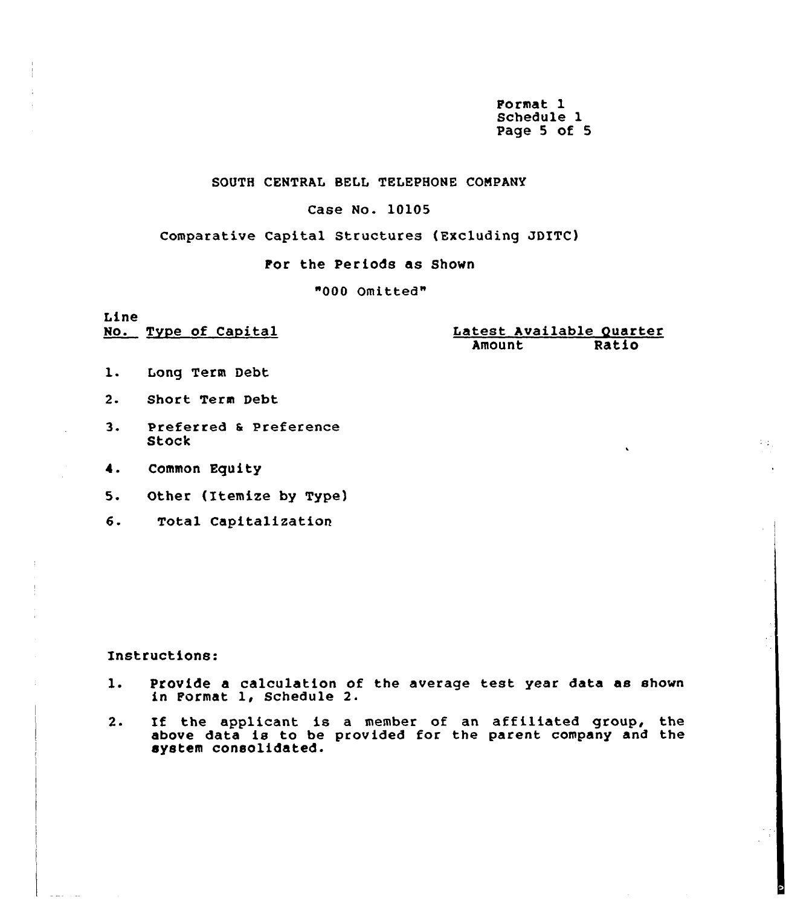Format 1
Schedule 1
Page 5 of 5

SOUTH CENTRAL BELL TELEPHONE COMPANY

Case No. 10105

Comparative Capital Structures (Excluding JDITC)

For the Periods as Shown

"000 Omitted"

| Line No. | Type of Capital | Latest Available Quarter | |
|---|---|---|---|
| | | Amount | Ratio |
| 1. | Long Term Debt | | |
| 2. | Short Term Debt | | |
| 3. | Preferred & Preference Stock | | |
| 4. | Common Equity | | |
| 5. | Other (Itemize by Type) | | |
| 6. | Total Capitalization | | |

Instructions:

1. Provide a calculation of the average test year data as shown in Format 1, Schedule 2.
2. If the applicant is a member of an affiliated group, the above data is to be provided for the parent company and the system consolidated.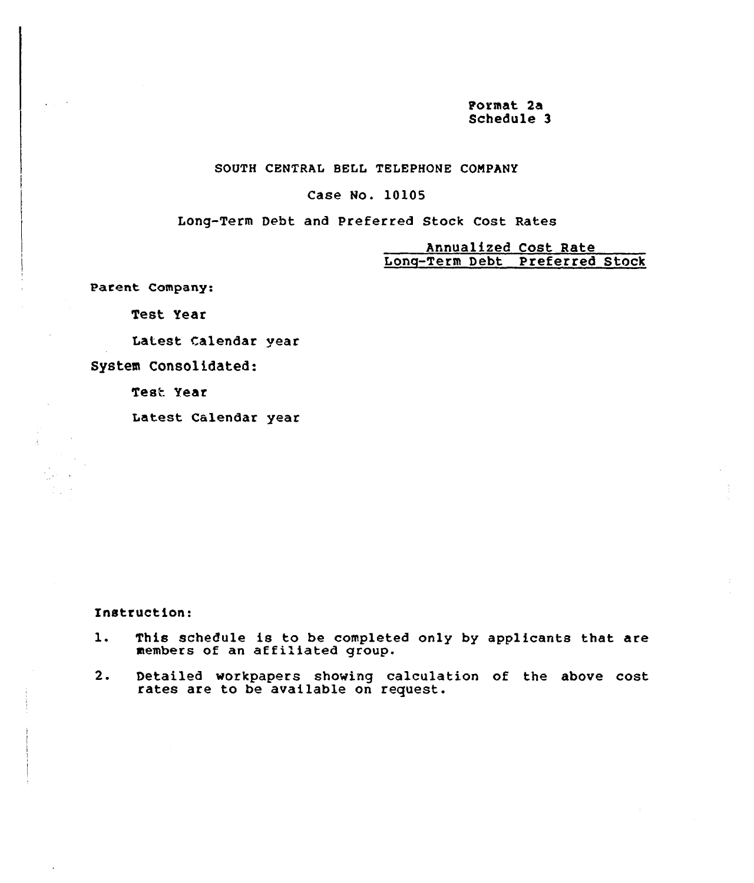Format 2a
Schedule 3

SOUTH CENTRAL BELL TELEPHONE COMPANY

Case No. 10105

Long-Term Debt and Preferred Stock Cost Rates

| | Annualized Cost Rate | |
|---|---|---|
| | Long-Term Debt | Preferred Stock |
| Parent Company: | | |
| Test Year | | |
| Latest Calendar year | | |
| System Consolidated: | | |
| Test Year | | |
| Latest Calendar year | | |

Instruction:

1. This schedule is to be completed only by applicants that are members of an affiliated group.
2. Detailed workpapers showing calculation of the above cost rates are to be available on request.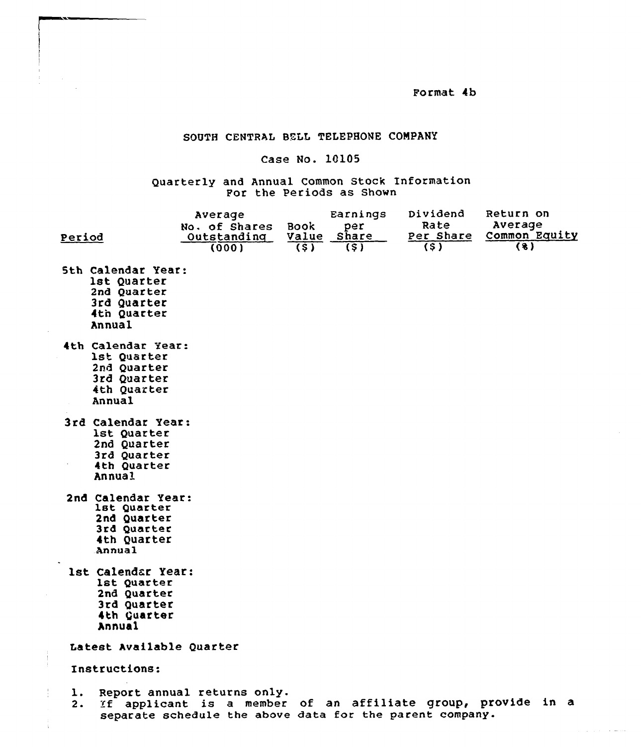Format 4b

SOUTH CENTRAL BELL TELEPHONE COMPANY

Case No. 10105

Quarterly and Annual Common Stock Information
For the Periods as Shown

| Period | Average No. of Shares Outstanding (000) | Book Value ($) | Earnings per Share ($) | Dividend Rate Per Share ($) | Return on Average Common Equity (%) |
|---|---|---|---|---|---|
| 5th Calendar Year: | | | | | |
| 1st Quarter | | | | | |
| 2nd Quarter | | | | | |
| 3rd Quarter | | | | | |
| 4th Quarter | | | | | |
| Annual | | | | | |
| 4th Calendar Year: | | | | | |
| 1st Quarter | | | | | |
| 2nd Quarter | | | | | |
| 3rd Quarter | | | | | |
| 4th Quarter | | | | | |
| Annual | | | | | |
| 3rd Calendar Year: | | | | | |
| 1st Quarter | | | | | |
| 2nd Quarter | | | | | |
| 3rd Quarter | | | | | |
| 4th Quarter | | | | | |
| Annual | | | | | |
| 2nd Calendar Year: | | | | | |
| 1st Quarter | | | | | |
| 2nd Quarter | | | | | |
| 3rd Quarter | | | | | |
| 4th Quarter | | | | | |
| Annual | | | | | |
| 1st Calendar Year: | | | | | |
| 1st Quarter | | | | | |
| 2nd Quarter | | | | | |
| 3rd Quarter | | | | | |
| 4th Quarter | | | | | |
| Annual | | | | | |
| Latest Available Quarter | | | | | |

Instructions:

1. Report annual returns only.
2. If applicant is a member of an affiliate group, provide in a separate schedule the above data for the parent company.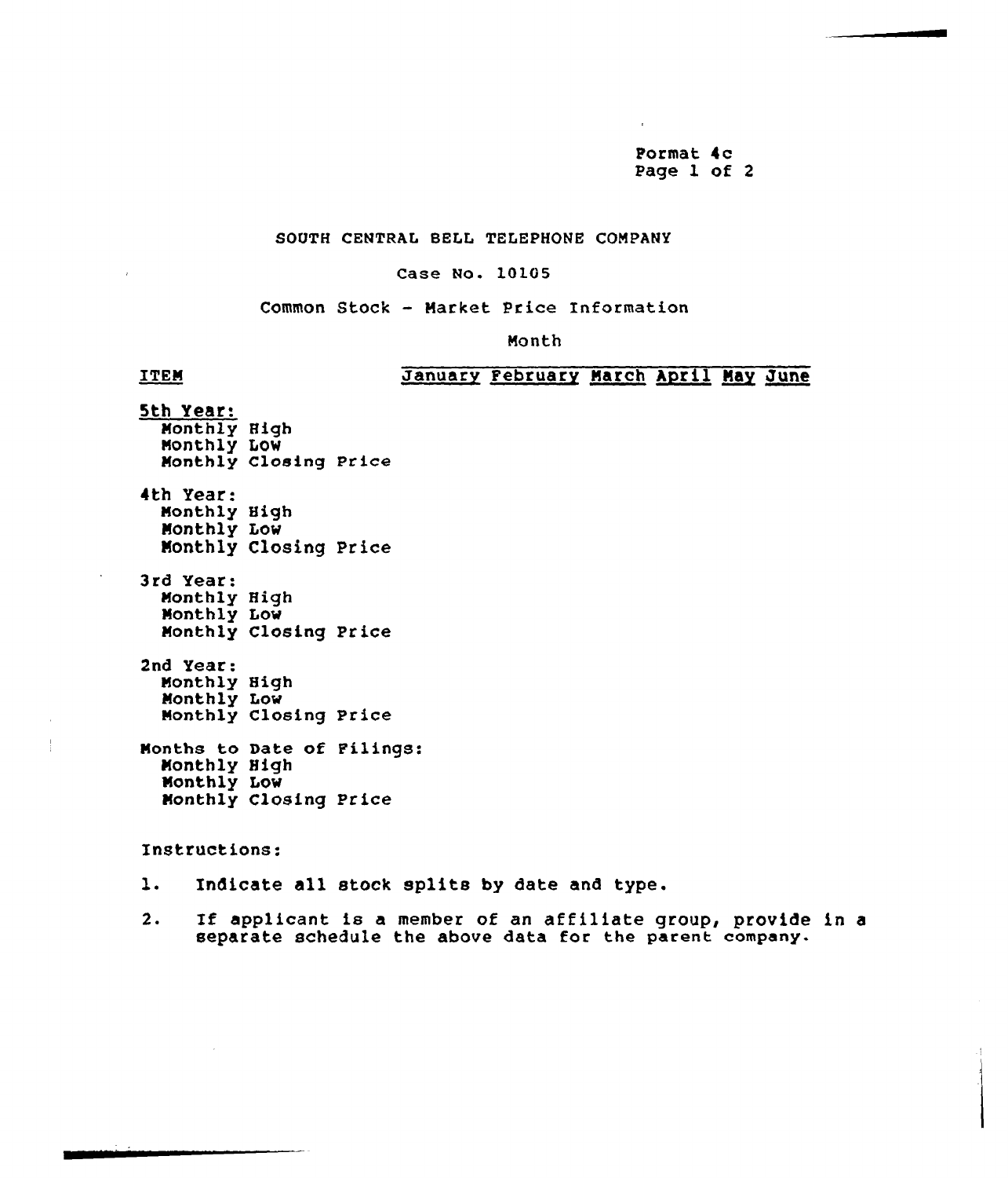Format 4c
Page 1 of 2

SOUTH CENTRAL BELL TELEPHONE COMPANY

Case No. 10105

Common Stock - Market Price Information

| ITEM | Month | | | | | |
|---|---|---|---|---|---|---|
| | January | February | March | April | May | June |
| **5th Year:** | | | | | | |
| Monthly High | | | | | | |
| Monthly Low | | | | | | |
| Monthly Closing Price | | | | | | |
| **4th Year:** | | | | | | |
| Monthly High | | | | | | |
| Monthly Low | | | | | | |
| Monthly Closing Price | | | | | | |
| **3rd Year:** | | | | | | |
| Monthly High | | | | | | |
| Monthly Low | | | | | | |
| Monthly Closing Price | | | | | | |
| **2nd Year:** | | | | | | |
| Monthly High | | | | | | |
| Monthly Low | | | | | | |
| Monthly Closing Price | | | | | | |
| **Months to Date of Filings:** | | | | | | |
| Monthly High | | | | | | |
| Monthly Low | | | | | | |
| Monthly Closing Price | | | | | | |

Instructions:

1. Indicate all stock splits by date and type.
2. If applicant is a member of an affiliate group, provide in a separate schedule the above data for the parent company.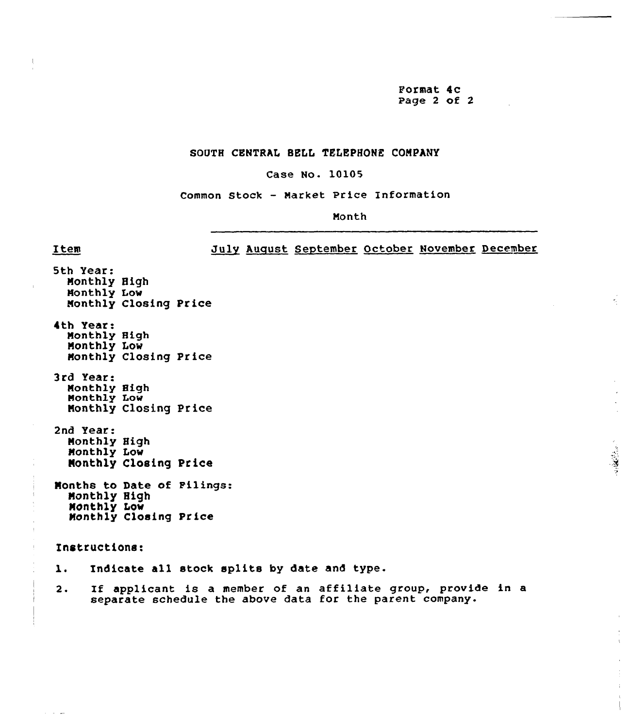Format 4c
Page 2 of 2

## SOUTH CENTRAL BELL TELEPHONE COMPANY

Case No. 10105

Common Stock - Market Price Information

| Item | Month | | | | | |
|---|---|---|---|---|---|---|
| | July | August | September | October | November | December |
| 5th Year: | | | | | | |
| Monthly High | | | | | | |
| Monthly Low | | | | | | |
| Monthly Closing Price | | | | | | |
| 4th Year: | | | | | | |
| Monthly High | | | | | | |
| Monthly Low | | | | | | |
| Monthly Closing Price | | | | | | |
| 3rd Year: | | | | | | |
| Monthly High | | | | | | |
| Monthly Low | | | | | | |
| Monthly Closing Price | | | | | | |
| 2nd Year: | | | | | | |
| Monthly High | | | | | | |
| Monthly Low | | | | | | |
| Monthly Closing Price | | | | | | |
| Months to Date of Filings: | | | | | | |
| Monthly High | | | | | | |
| Monthly Low | | | | | | |
| Monthly Closing Price | | | | | | |

Instructions:

1. Indicate all stock splits by date and type.
2. If applicant is a member of an affiliate group, provide in a separate schedule the above data for the parent company.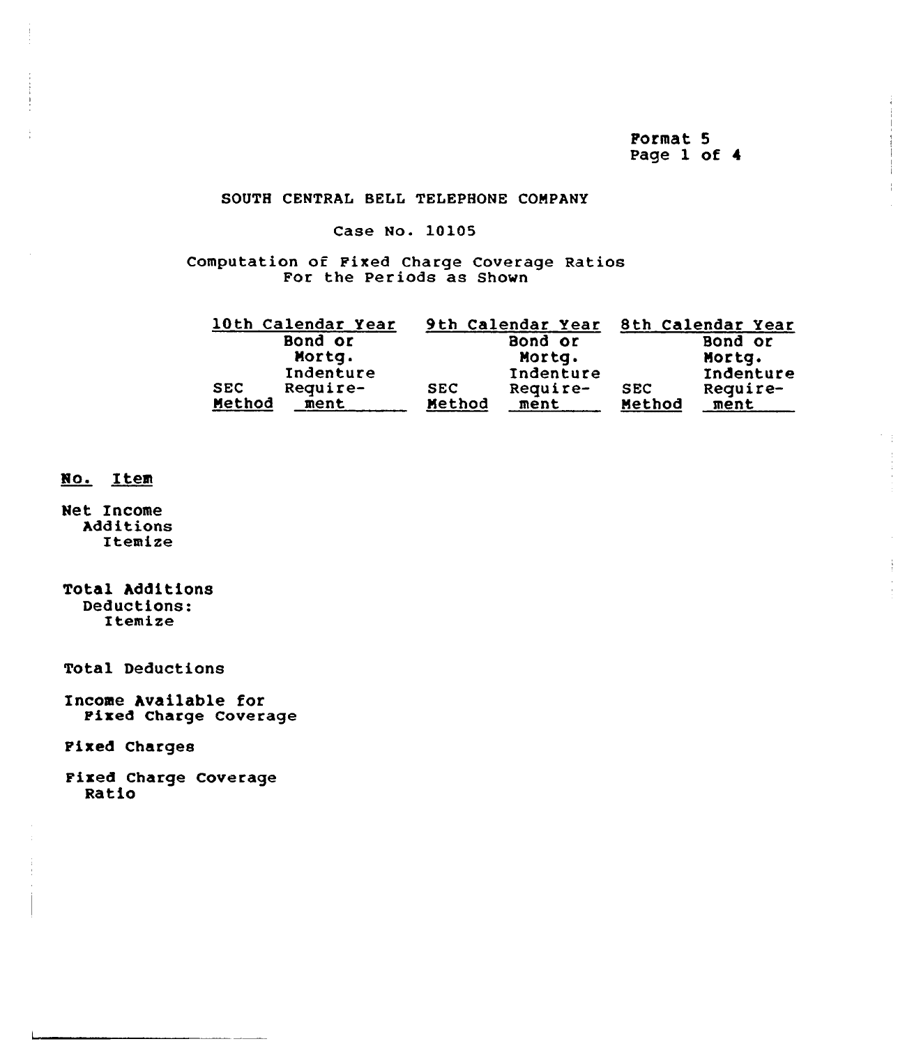Format 5
Page 1 of 4

SOUTH CENTRAL BELL TELEPHONE COMPANY

Case No. 10105

Computation of Fixed Charge Coverage Ratios
For the Periods as Shown

| No. Item | 10th Calendar Year | | 9th Calendar Year | | 8th Calendar Year | |
|---|---|---|---|---|---|---|
| | SEC Method | Bond or Mortg. Indenture Require- ment | SEC Method | Bond or Mortg. Indenture Require- ment | SEC Method | Bond or Mortg. Indenture Require- ment |
| Net Income | | | | | | |
| Additions | | | | | | |
| Itemize | | | | | | |
| Total Additions | | | | | | |
| Deductions: | | | | | | |
| Itemize | | | | | | |
| Total Deductions | | | | | | |
| Income Available for Fixed Charge Coverage | | | | | | |
| Fixed Charges | | | | | | |
| Fixed Charge Coverage Ratio | | | | | | |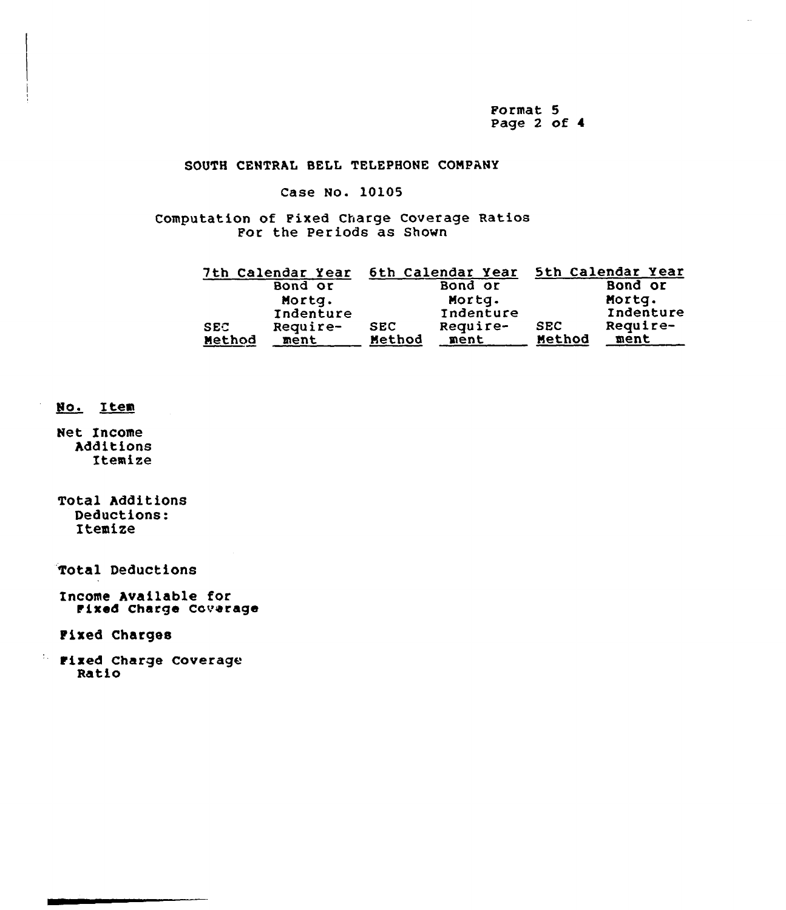Format 5
Page 2 of 4

# SOUTH CENTRAL BELL TELEPHONE COMPANY

## Case No. 10105

### Computation of Fixed Charge Coverage Ratios For the Periods as Shown

| No. | Item | 7th Calendar Year | | 6th Calendar Year | | 5th Calendar Year | |
|---|---|---|---|---|---|---|---|
| | | SEC Method | Bond or Mortg. Indenture Requirement | SEC Method | Bond or Mortg. Indenture Requirement | SEC Method | Bond or Mortg. Indenture Requirement |
| | Net Income | | | | | | |
| | Additions | | | | | | |
| | Itemize | | | | | | |
| | Total Additions | | | | | | |
| | Deductions: | | | | | | |
| | Itemize | | | | | | |
| | Total Deductions | | | | | | |
| | Income Available for Fixed Charge Coverage | | | | | | |
| | Fixed Charges | | | | | | |
| | Fixed Charge Coverage Ratio | | | | | | |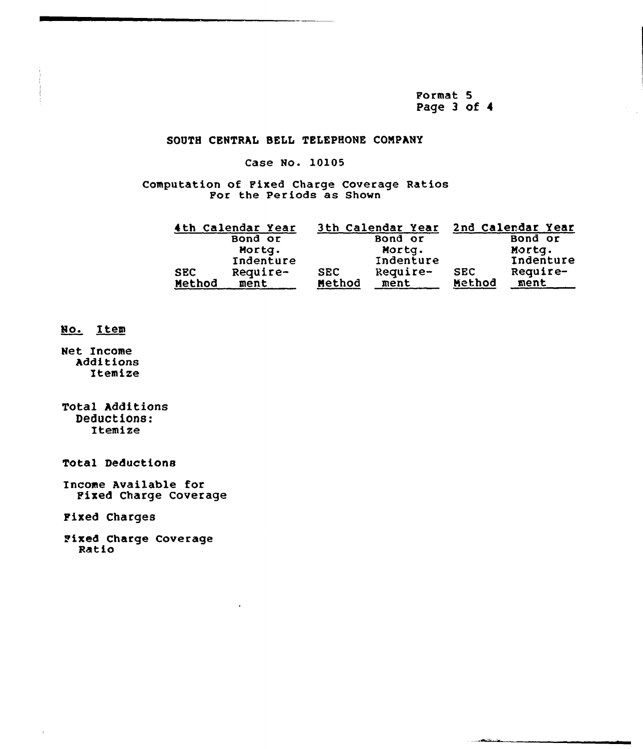Format 5
Page 3 of 4

# SOUTH CENTRAL BELL TELEPHONE COMPANY

Case No. 10105

Computation of Fixed Charge Coverage Ratios
For the Periods as Shown

| No. | Item | 4th Calendar Year | | 3th Calendar Year | | 2nd Calendar Year | |
|---|---|---|---|---|---|---|---|
| | | SEC Method | Bond or Mortg. Indenture Require-ment | SEC Method | Bond or Mortg. Indenture Require-ment | SEC Method | Bond or Mortg. Indenture Require-ment |
| | Net Income | | | | | | |
| | Additions | | | | | | |
| | Itemize | | | | | | |
| | Total Additions | | | | | | |
| | Deductions: | | | | | | |
| | Itemize | | | | | | |
| | Total Deductions | | | | | | |
| | Income Available for Fixed Charge Coverage | | | | | | |
| | Fixed Charges | | | | | | |
| | Fixed Charge Coverage Ratio | | | | | | |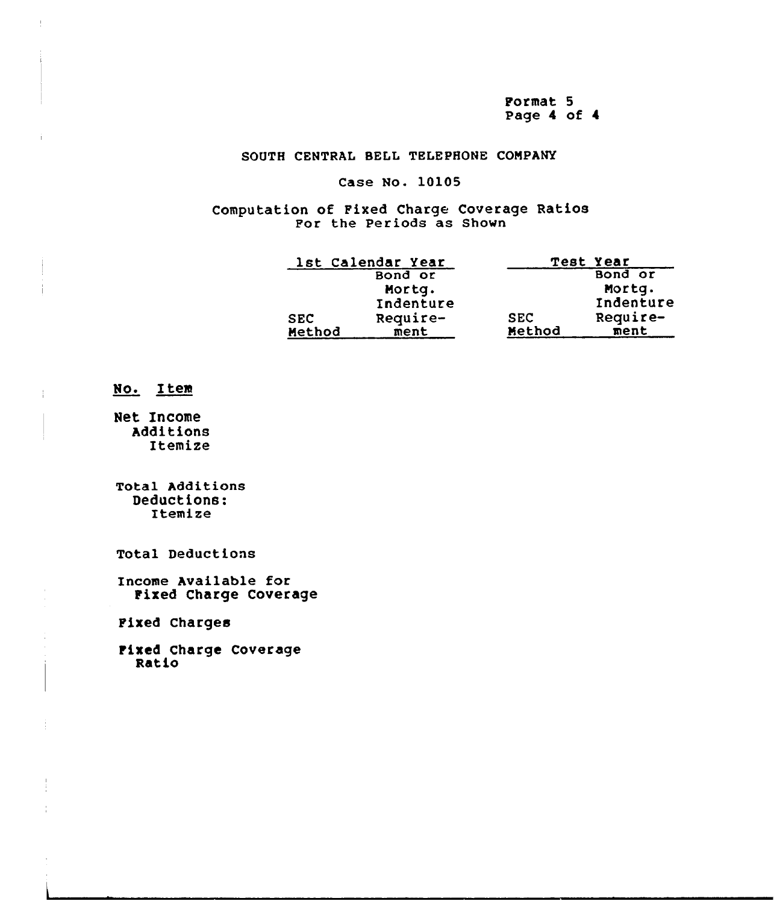Format 5
Page 4 of 4

SOUTH CENTRAL BELL TELEPHONE COMPANY

Case No. 10105

Computation of Fixed Charge Coverage Ratios
For the Periods as Shown

| No. Item | 1st Calendar Year | | Test Year | |
|---|---|---|---|---|
| | SEC Method | Bond or Mortg. Indenture Require-ment | SEC Method | Bond or Mortg. Indenture Require-ment |
| Net Income | | | | |
| Additions | | | | |
| Itemize | | | | |
| Total Additions | | | | |
| Deductions: | | | | |
| Itemize | | | | |
| Total Deductions | | | | |
| Income Available for Fixed Charge Coverage | | | | |
| Fixed Charges | | | | |
| Fixed Charge Coverage Ratio | | | | |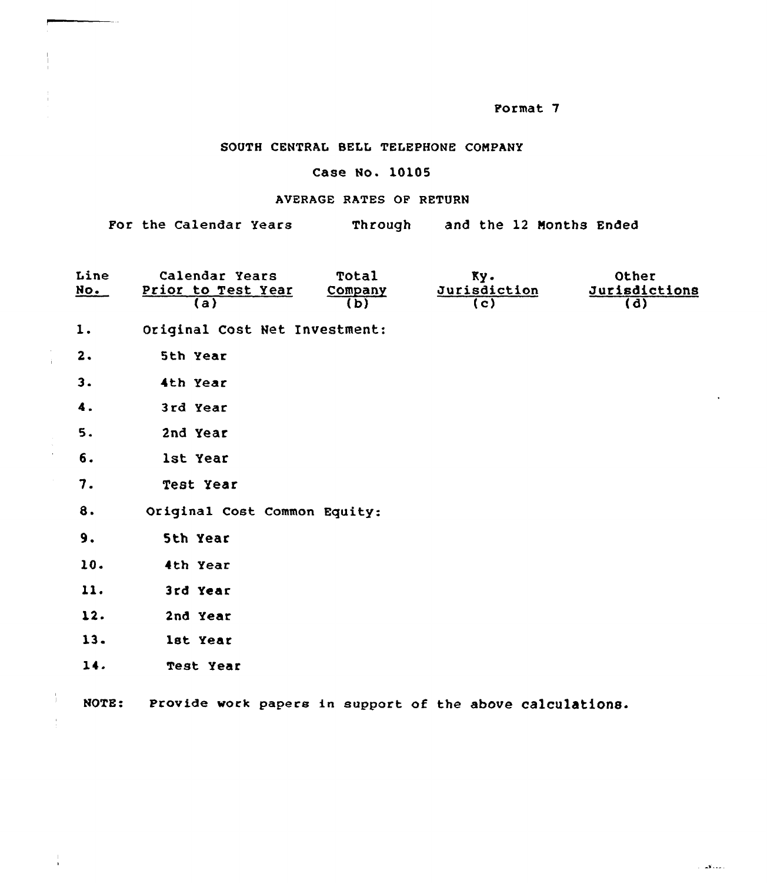Format 7

SOUTH CENTRAL BELL TELEPHONE COMPANY

Case No. 10105

AVERAGE RATES OF RETURN

For the Calendar Years Through and the 12 Months Ended

| Line No. | Calendar Years Prior to Test Year (a) | Total Company (b) | Ky. Jurisdiction (c) | Other Jurisdictions (d) |
|---|---|---|---|---|
| 1. | Original Cost Net Investment: | | | |
| 2. | 5th Year | | | |
| 3. | 4th Year | | | |
| 4. | 3rd Year | | | |
| 5. | 2nd Year | | | |
| 6. | 1st Year | | | |
| 7. | Test Year | | | |
| 8. | Original Cost Common Equity: | | | |
| 9. | 5th Year | | | |
| 10. | 4th Year | | | |
| 11. | 3rd Year | | | |
| 12. | 2nd Year | | | |
| 13. | 1st Year | | | |
| 14. | Test Year | | | |

NOTE: Provide work papers in support of the above calculations.